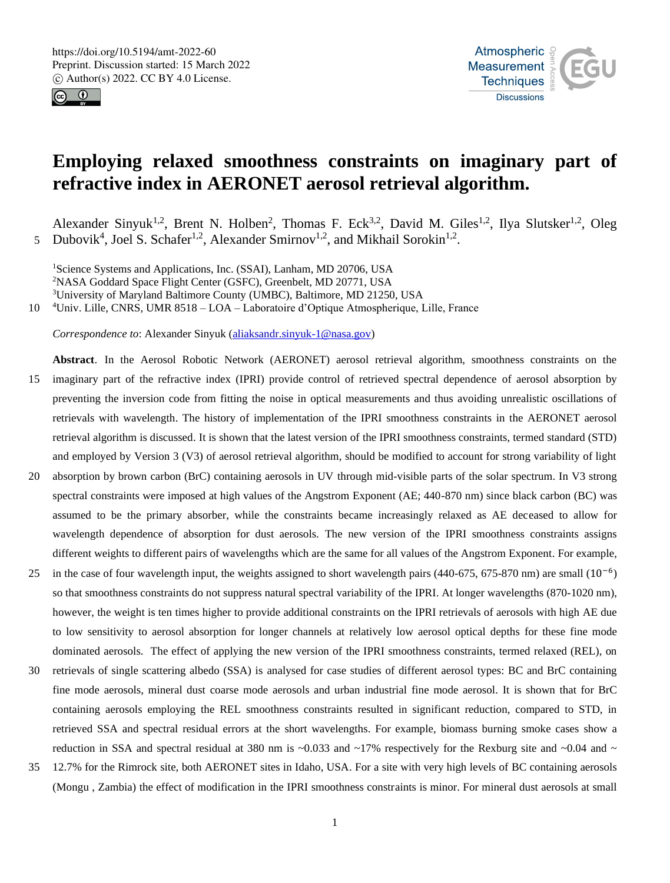# Employing relaxed smoothness constraints on imaginary part of refractive index in AERONET aerosol retrieval algorithm.

Alexander Sinyuk[1,2], Brent N. Holben[2], Thomas F. Eck[3,2], David M. Giles[1,2], Ilya Slutsker[1,2], Oleg Dubovik[4], Joel S. Schafer[1,2], Alexander Smirnov[1,2], and Mikhail Sorokin[1,2].

[1]Science Systems and Applications, Inc. (SSAI), Lanham, MD 20706, USA
[2]NASA Goddard Space Flight Center (GSFC), Greenbelt, MD 20771, USA
[3]University of Maryland Baltimore County (UMBC), Baltimore, MD 21250, USA
[4]Univ. Lille, CNRS, UMR 8518 – LOA – Laboratoire d'Optique Atmospherique, Lille, France

*Correspondence to*: Alexander Sinyuk (aliaksandr.sinyuk-1@nasa.gov)

**Abstract**. In the Aerosol Robotic Network (AERONET) aerosol retrieval algorithm, smoothness constraints on the imaginary part of the refractive index (IPRI) provide control of retrieved spectral dependence of aerosol absorption by preventing the inversion code from fitting the noise in optical measurements and thus avoiding unrealistic oscillations of retrievals with wavelength. The history of implementation of the IPRI smoothness constraints in the AERONET aerosol retrieval algorithm is discussed. It is shown that the latest version of the IPRI smoothness constraints, termed standard (STD) and employed by Version 3 (V3) of aerosol retrieval algorithm, should be modified to account for strong variability of light absorption by brown carbon (BrC) containing aerosols in UV through mid-visible parts of the solar spectrum. In V3 strong spectral constraints were imposed at high values of the Angstrom Exponent (AE; 440-870 nm) since black carbon (BC) was assumed to be the primary absorber, while the constraints became increasingly relaxed as AE deceased to allow for wavelength dependence of absorption for dust aerosols. The new version of the IPRI smoothness constraints assigns different weights to different pairs of wavelengths which are the same for all values of the Angstrom Exponent. For example, in the case of four wavelength input, the weights assigned to short wavelength pairs (440-675, 675-870 nm) are small ($10^{-6}$) so that smoothness constraints do not suppress natural spectral variability of the IPRI. At longer wavelengths (870-1020 nm), however, the weight is ten times higher to provide additional constraints on the IPRI retrievals of aerosols with high AE due to low sensitivity to aerosol absorption for longer channels at relatively low aerosol optical depths for these fine mode dominated aerosols. The effect of applying the new version of the IPRI smoothness constraints, termed relaxed (REL), on retrievals of single scattering albedo (SSA) is analysed for case studies of different aerosol types: BC and BrC containing fine mode aerosols, mineral dust coarse mode aerosols and urban industrial fine mode aerosol. It is shown that for BrC containing aerosols employing the REL smoothness constraints resulted in significant reduction, compared to STD, in retrieved SSA and spectral residual errors at the short wavelengths. For example, biomass burning smoke cases show a reduction in SSA and spectral residual at 380 nm is ~0.033 and ~17% respectively for the Rexburg site and ~0.04 and ~ 12.7% for the Rimrock site, both AERONET sites in Idaho, USA. For a site with very high levels of BC containing aerosols (Mongu , Zambia) the effect of modification in the IPRI smoothness constraints is minor. For mineral dust aerosols at small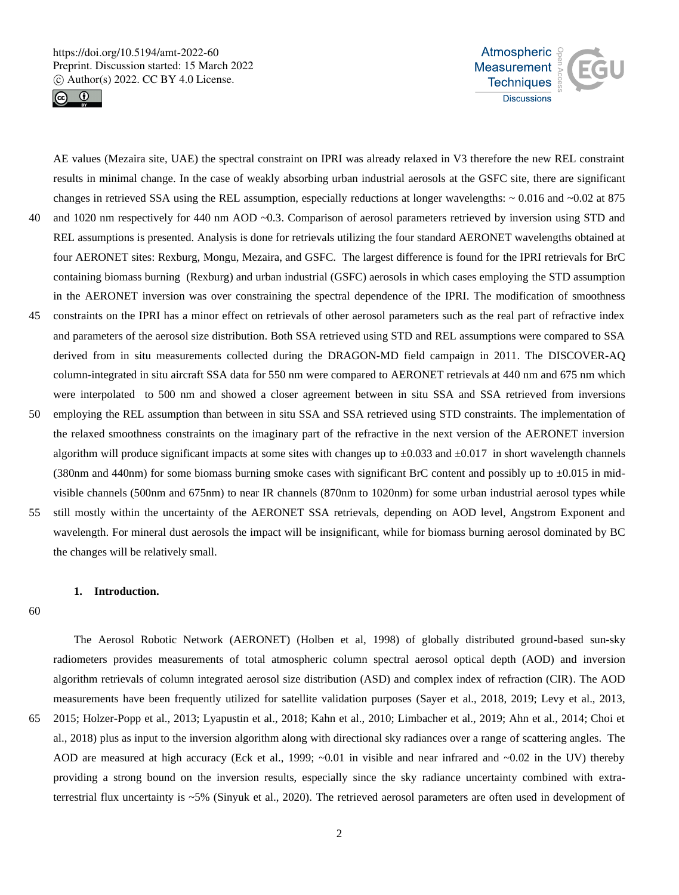AE values (Mezaira site, UAE) the spectral constraint on IPRI was already relaxed in V3 therefore the new REL constraint results in minimal change. In the case of weakly absorbing urban industrial aerosols at the GSFC site, there are significant changes in retrieved SSA using the REL assumption, especially reductions at longer wavelengths: ~ 0.016 and ~0.02 at 875 and 1020 nm respectively for 440 nm AOD ~0.3. Comparison of aerosol parameters retrieved by inversion using STD and REL assumptions is presented. Analysis is done for retrievals utilizing the four standard AERONET wavelengths obtained at four AERONET sites: Rexburg, Mongu, Mezaira, and GSFC. The largest difference is found for the IPRI retrievals for BrC containing biomass burning (Rexburg) and urban industrial (GSFC) aerosols in which cases employing the STD assumption in the AERONET inversion was over constraining the spectral dependence of the IPRI. The modification of smoothness constraints on the IPRI has a minor effect on retrievals of other aerosol parameters such as the real part of refractive index and parameters of the aerosol size distribution. Both SSA retrieved using STD and REL assumptions were compared to SSA derived from in situ measurements collected during the DRAGON-MD field campaign in 2011. The DISCOVER-AQ column-integrated in situ aircraft SSA data for 550 nm were compared to AERONET retrievals at 440 nm and 675 nm which were interpolated to 500 nm and showed a closer agreement between in situ SSA and SSA retrieved from inversions employing the REL assumption than between in situ SSA and SSA retrieved using STD constraints. The implementation of the relaxed smoothness constraints on the imaginary part of the refractive in the next version of the AERONET inversion algorithm will produce significant impacts at some sites with changes up to ±0.033 and ±0.017 in short wavelength channels (380nm and 440nm) for some biomass burning smoke cases with significant BrC content and possibly up to ±0.015 in mid-visible channels (500nm and 675nm) to near IR channels (870nm to 1020nm) for some urban industrial aerosol types while still mostly within the uncertainty of the AERONET SSA retrievals, depending on AOD level, Angstrom Exponent and wavelength. For mineral dust aerosols the impact will be insignificant, while for biomass burning aerosol dominated by BC the changes will be relatively small.

## 1. Introduction.

The Aerosol Robotic Network (AERONET) (Holben et al, 1998) of globally distributed ground-based sun-sky radiometers provides measurements of total atmospheric column spectral aerosol optical depth (AOD) and inversion algorithm retrievals of column integrated aerosol size distribution (ASD) and complex index of refraction (CIR). The AOD measurements have been frequently utilized for satellite validation purposes (Sayer et al., 2018, 2019; Levy et al., 2013, 2015; Holzer-Popp et al., 2013; Lyapustin et al., 2018; Kahn et al., 2010; Limbacher et al., 2019; Ahn et al., 2014; Choi et al., 2018) plus as input to the inversion algorithm along with directional sky radiances over a range of scattering angles. The AOD are measured at high accuracy (Eck et al., 1999; ~0.01 in visible and near infrared and ~0.02 in the UV) thereby providing a strong bound on the inversion results, especially since the sky radiance uncertainty combined with extra-terrestrial flux uncertainty is ~5% (Sinyuk et al., 2020). The retrieved aerosol parameters are often used in development of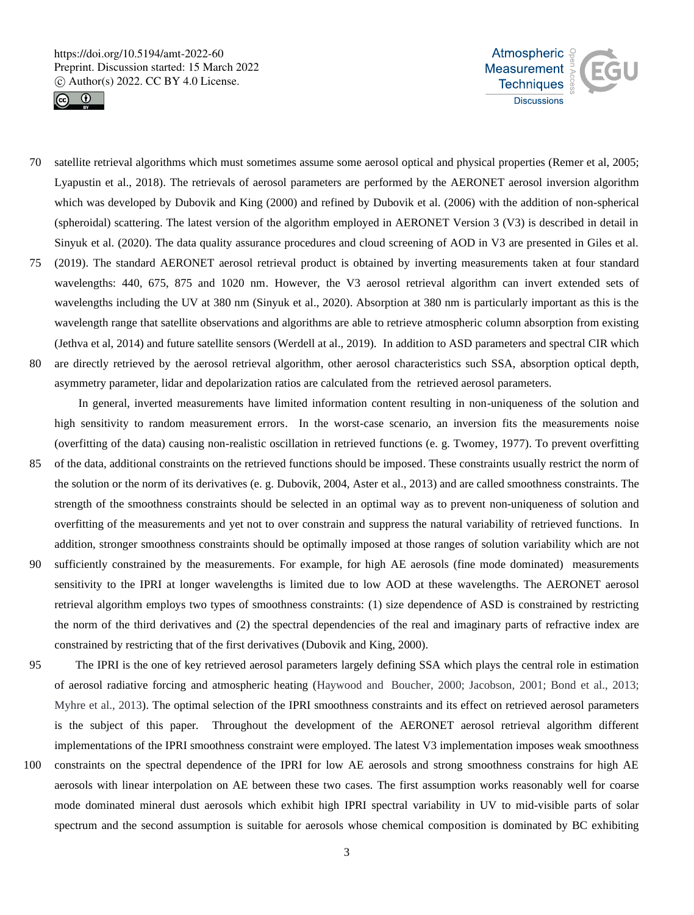satellite retrieval algorithms which must sometimes assume some aerosol optical and physical properties (Remer et al, 2005; Lyapustin et al., 2018). The retrievals of aerosol parameters are performed by the AERONET aerosol inversion algorithm which was developed by Dubovik and King (2000) and refined by Dubovik et al. (2006) with the addition of non-spherical (spheroidal) scattering. The latest version of the algorithm employed in AERONET Version 3 (V3) is described in detail in Sinyuk et al. (2020). The data quality assurance procedures and cloud screening of AOD in V3 are presented in Giles et al. (2019). The standard AERONET aerosol retrieval product is obtained by inverting measurements taken at four standard wavelengths: 440, 675, 875 and 1020 nm. However, the V3 aerosol retrieval algorithm can invert extended sets of wavelengths including the UV at 380 nm (Sinyuk et al., 2020). Absorption at 380 nm is particularly important as this is the wavelength range that satellite observations and algorithms are able to retrieve atmospheric column absorption from existing (Jethva et al, 2014) and future satellite sensors (Werdell at al., 2019). In addition to ASD parameters and spectral CIR which are directly retrieved by the aerosol retrieval algorithm, other aerosol characteristics such SSA, absorption optical depth, asymmetry parameter, lidar and depolarization ratios are calculated from the retrieved aerosol parameters.

In general, inverted measurements have limited information content resulting in non-uniqueness of the solution and high sensitivity to random measurement errors. In the worst-case scenario, an inversion fits the measurements noise (overfitting of the data) causing non-realistic oscillation in retrieved functions (e. g. Twomey, 1977). To prevent overfitting of the data, additional constraints on the retrieved functions should be imposed. These constraints usually restrict the norm of the solution or the norm of its derivatives (e. g. Dubovik, 2004, Aster et al., 2013) and are called smoothness constraints. The strength of the smoothness constraints should be selected in an optimal way as to prevent non-uniqueness of solution and overfitting of the measurements and yet not to over constrain and suppress the natural variability of retrieved functions. In addition, stronger smoothness constraints should be optimally imposed at those ranges of solution variability which are not sufficiently constrained by the measurements. For example, for high AE aerosols (fine mode dominated) measurements sensitivity to the IPRI at longer wavelengths is limited due to low AOD at these wavelengths. The AERONET aerosol retrieval algorithm employs two types of smoothness constraints: (1) size dependence of ASD is constrained by restricting the norm of the third derivatives and (2) the spectral dependencies of the real and imaginary parts of refractive index are constrained by restricting that of the first derivatives (Dubovik and King, 2000).

The IPRI is the one of key retrieved aerosol parameters largely defining SSA which plays the central role in estimation of aerosol radiative forcing and atmospheric heating (Haywood and Boucher, 2000; Jacobson, 2001; Bond et al., 2013; Myhre et al., 2013). The optimal selection of the IPRI smoothness constraints and its effect on retrieved aerosol parameters is the subject of this paper. Throughout the development of the AERONET aerosol retrieval algorithm different implementations of the IPRI smoothness constraint were employed. The latest V3 implementation imposes weak smoothness constraints on the spectral dependence of the IPRI for low AE aerosols and strong smoothness constrains for high AE aerosols with linear interpolation on AE between these two cases. The first assumption works reasonably well for coarse mode dominated mineral dust aerosols which exhibit high IPRI spectral variability in UV to mid-visible parts of solar spectrum and the second assumption is suitable for aerosols whose chemical composition is dominated by BC exhibiting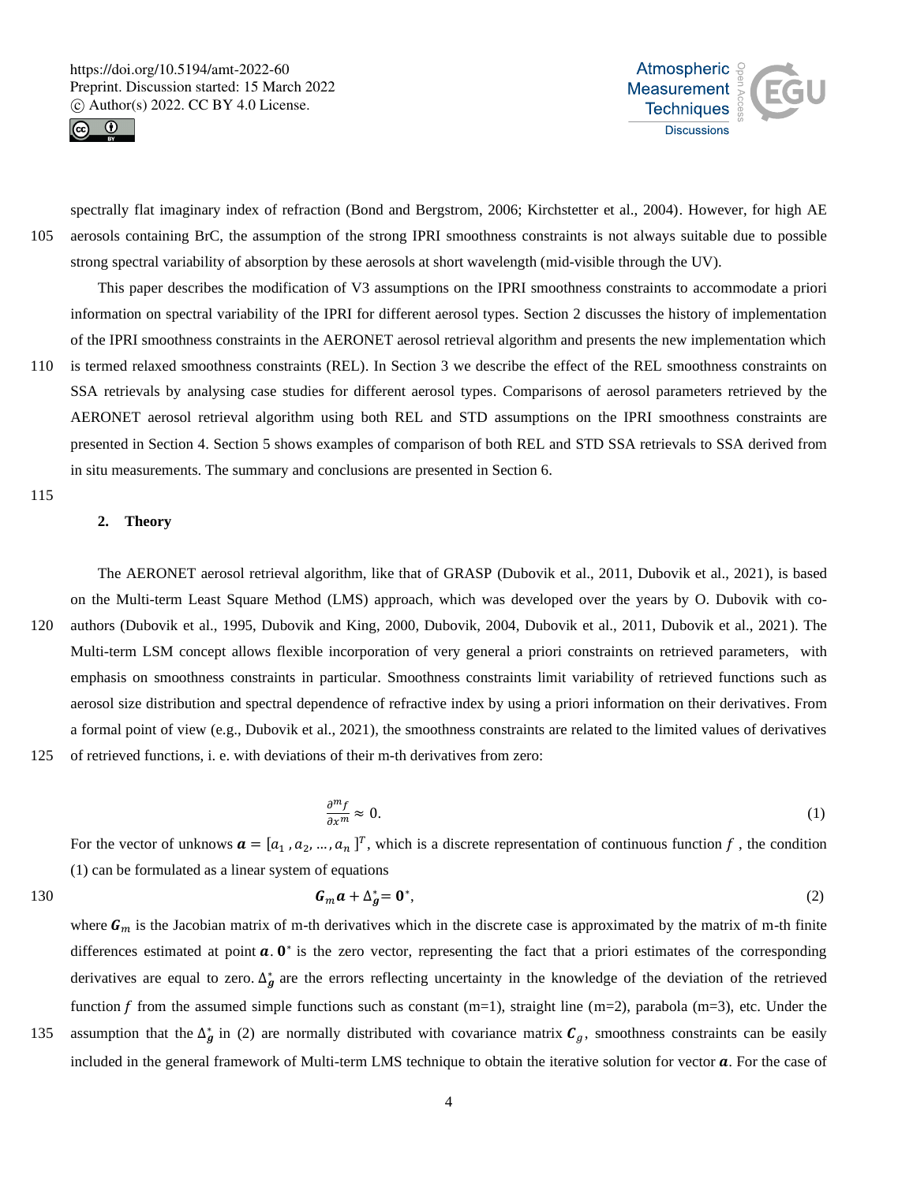spectrally flat imaginary index of refraction (Bond and Bergstrom, 2006; Kirchstetter et al., 2004). However, for high AE aerosols containing BrC, the assumption of the strong IPRI smoothness constraints is not always suitable due to possible strong spectral variability of absorption by these aerosols at short wavelength (mid-visible through the UV).

This paper describes the modification of V3 assumptions on the IPRI smoothness constraints to accommodate a priori information on spectral variability of the IPRI for different aerosol types. Section 2 discusses the history of implementation of the IPRI smoothness constraints in the AERONET aerosol retrieval algorithm and presents the new implementation which is termed relaxed smoothness constraints (REL). In Section 3 we describe the effect of the REL smoothness constraints on SSA retrievals by analysing case studies for different aerosol types. Comparisons of aerosol parameters retrieved by the AERONET aerosol retrieval algorithm using both REL and STD assumptions on the IPRI smoothness constraints are presented in Section 4. Section 5 shows examples of comparison of both REL and STD SSA retrievals to SSA derived from in situ measurements. The summary and conclusions are presented in Section 6.

## 2. Theory

The AERONET aerosol retrieval algorithm, like that of GRASP (Dubovik et al., 2011, Dubovik et al., 2021), is based on the Multi-term Least Square Method (LMS) approach, which was developed over the years by O. Dubovik with co-authors (Dubovik et al., 1995, Dubovik and King, 2000, Dubovik, 2004, Dubovik et al., 2011, Dubovik et al., 2021). The Multi-term LSM concept allows flexible incorporation of very general a priori constraints on retrieved parameters, with emphasis on smoothness constraints in particular. Smoothness constraints limit variability of retrieved functions such as aerosol size distribution and spectral dependence of refractive index by using a priori information on their derivatives. From a formal point of view (e.g., Dubovik et al., 2021), the smoothness constraints are related to the limited values of derivatives of retrieved functions, i. e. with deviations of their m-th derivatives from zero:

$$\frac{\partial^m f}{\partial x^m} \approx 0. \tag{1}$$

For the vector of unknows $\boldsymbol{a} = [a_1, a_2, \ldots, a_n]^T$, which is a discrete representation of continuous function $f$, the condition (1) can be formulated as a linear system of equations

$$\boldsymbol{G}_m \boldsymbol{a} + \Delta_{\boldsymbol{g}}^{*} = \boldsymbol{0}^{*}, \tag{2}$$

where $\boldsymbol{G}_m$ is the Jacobian matrix of m-th derivatives which in the discrete case is approximated by the matrix of m-th finite differences estimated at point $\boldsymbol{a}$. $\boldsymbol{0}^{*}$ is the zero vector, representing the fact that a priori estimates of the corresponding derivatives are equal to zero. $\Delta_{\boldsymbol{g}}^{*}$ are the errors reflecting uncertainty in the knowledge of the deviation of the retrieved function $f$ from the assumed simple functions such as constant (m=1), straight line (m=2), parabola (m=3), etc. Under the assumption that the $\Delta_{\boldsymbol{g}}^{*}$ in (2) are normally distributed with covariance matrix $\boldsymbol{C}_g$, smoothness constraints can be easily included in the general framework of Multi-term LMS technique to obtain the iterative solution for vector $\boldsymbol{a}$. For the case of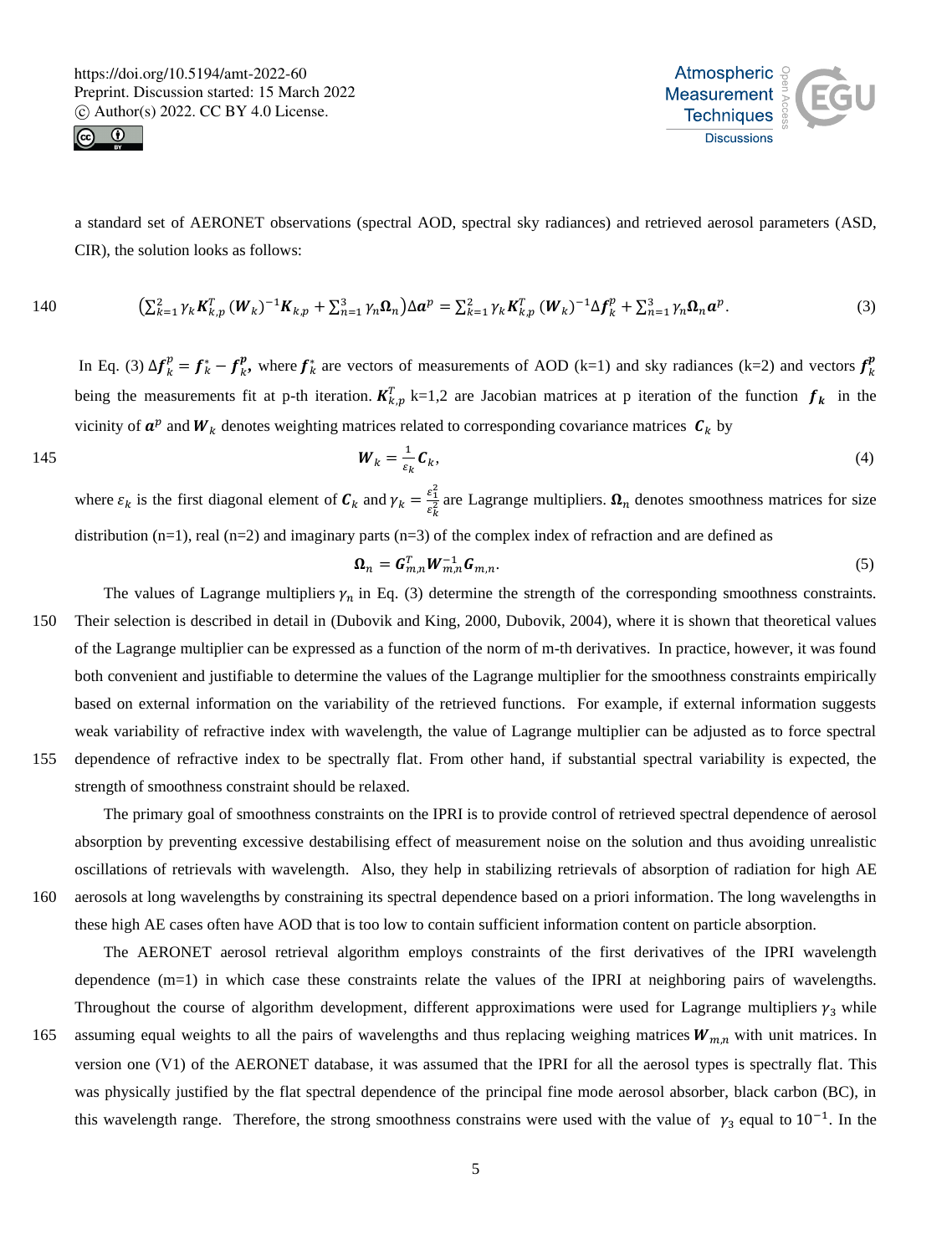a standard set of AERONET observations (spectral AOD, spectral sky radiances) and retrieved aerosol parameters (ASD, CIR), the solution looks as follows:

$$\left(\sum_{k=1}^{2} \gamma_k \boldsymbol{K}_{k,p}^{T} (\boldsymbol{W}_k)^{-1} \boldsymbol{K}_{k,p} + \sum_{n=1}^{3} \gamma_n \boldsymbol{\Omega}_n\right) \Delta \boldsymbol{a}^p = \sum_{k=1}^{2} \gamma_k \boldsymbol{K}_{k,p}^{T} (\boldsymbol{W}_k)^{-1} \Delta \boldsymbol{f}_k^p + \sum_{n=1}^{3} \gamma_n \boldsymbol{\Omega}_n \boldsymbol{a}^p. \tag{3}$$

In Eq. (3) $\Delta \boldsymbol{f}_k^p = \boldsymbol{f}_k^* - \boldsymbol{f}_k^p$, where $\boldsymbol{f}_k^*$ are vectors of measurements of AOD (k=1) and sky radiances (k=2) and vectors $\boldsymbol{f}_k^p$ being the measurements fit at p-th iteration. $\boldsymbol{K}_{k,p}^T$ k=1,2 are Jacobian matrices at p iteration of the function $\boldsymbol{f}_k$ in the vicinity of $\boldsymbol{a}^p$ and $\boldsymbol{W}_k$ denotes weighting matrices related to corresponding covariance matrices $\boldsymbol{C}_k$ by

$$\boldsymbol{W}_k = \frac{1}{\varepsilon_k} \boldsymbol{C}_k, \tag{4}$$

where $\varepsilon_k$ is the first diagonal element of $\boldsymbol{C}_k$ and $\gamma_k = \frac{\varepsilon_1^2}{\varepsilon_k^2}$ are Lagrange multipliers. $\boldsymbol{\Omega}_n$ denotes smoothness matrices for size distribution (n=1), real (n=2) and imaginary parts (n=3) of the complex index of refraction and are defined as

$$\boldsymbol{\Omega}_n = \boldsymbol{G}_{m,n}^T \boldsymbol{W}_{m,n}^{-1} \boldsymbol{G}_{m,n}. \tag{5}$$

The values of Lagrange multipliers $\gamma_n$ in Eq. (3) determine the strength of the corresponding smoothness constraints. Their selection is described in detail in (Dubovik and King, 2000, Dubovik, 2004), where it is shown that theoretical values of the Lagrange multiplier can be expressed as a function of the norm of m-th derivatives. In practice, however, it was found both convenient and justifiable to determine the values of the Lagrange multiplier for the smoothness constraints empirically based on external information on the variability of the retrieved functions. For example, if external information suggests weak variability of refractive index with wavelength, the value of Lagrange multiplier can be adjusted as to force spectral dependence of refractive index to be spectrally flat. From other hand, if substantial spectral variability is expected, the strength of smoothness constraint should be relaxed.

The primary goal of smoothness constraints on the IPRI is to provide control of retrieved spectral dependence of aerosol absorption by preventing excessive destabilising effect of measurement noise on the solution and thus avoiding unrealistic oscillations of retrievals with wavelength. Also, they help in stabilizing retrievals of absorption of radiation for high AE aerosols at long wavelengths by constraining its spectral dependence based on a priori information. The long wavelengths in these high AE cases often have AOD that is too low to contain sufficient information content on particle absorption.

The AERONET aerosol retrieval algorithm employs constraints of the first derivatives of the IPRI wavelength dependence (m=1) in which case these constraints relate the values of the IPRI at neighboring pairs of wavelengths. Throughout the course of algorithm development, different approximations were used for Lagrange multipliers $\gamma_3$ while assuming equal weights to all the pairs of wavelengths and thus replacing weighing matrices $\boldsymbol{W}_{m,n}$ with unit matrices. In version one (V1) of the AERONET database, it was assumed that the IPRI for all the aerosol types is spectrally flat. This was physically justified by the flat spectral dependence of the principal fine mode aerosol absorber, black carbon (BC), in this wavelength range. Therefore, the strong smoothness constrains were used with the value of $\gamma_3$ equal to $10^{-1}$. In the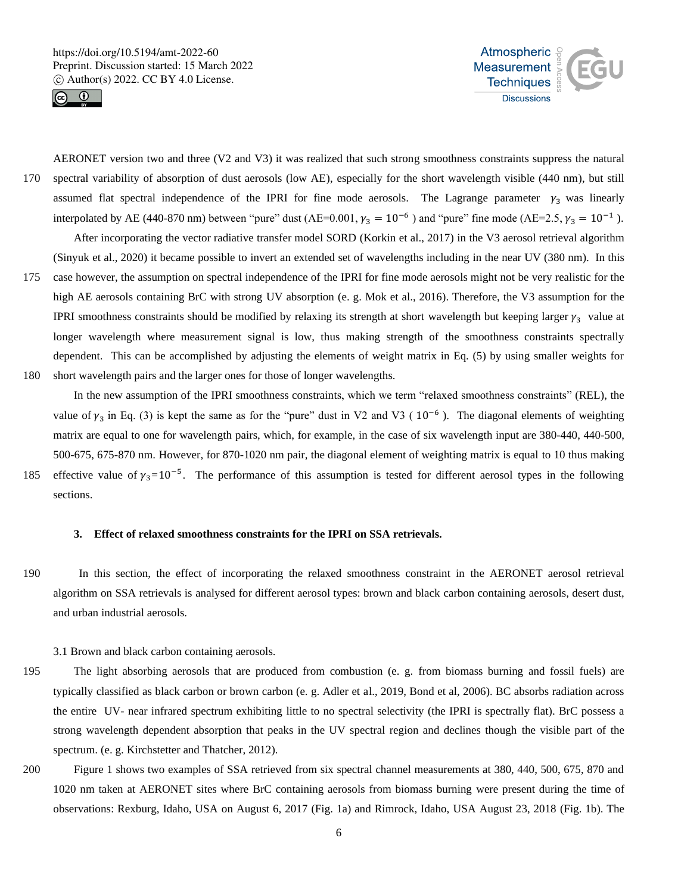AERONET version two and three (V2 and V3) it was realized that such strong smoothness constraints suppress the natural spectral variability of absorption of dust aerosols (low AE), especially for the short wavelength visible (440 nm), but still assumed flat spectral independence of the IPRI for fine mode aerosols. The Lagrange parameter $\gamma_3$ was linearly interpolated by AE (440-870 nm) between "pure" dust (AE=0.001, $\gamma_3 = 10^{-6}$ ) and "pure" fine mode (AE=2.5, $\gamma_3 = 10^{-1}$ ).

After incorporating the vector radiative transfer model SORD (Korkin et al., 2017) in the V3 aerosol retrieval algorithm (Sinyuk et al., 2020) it became possible to invert an extended set of wavelengths including in the near UV (380 nm). In this case however, the assumption on spectral independence of the IPRI for fine mode aerosols might not be very realistic for the high AE aerosols containing BrC with strong UV absorption (e. g. Mok et al., 2016). Therefore, the V3 assumption for the IPRI smoothness constraints should be modified by relaxing its strength at short wavelength but keeping larger $\gamma_3$ value at longer wavelength where measurement signal is low, thus making strength of the smoothness constraints spectrally dependent. This can be accomplished by adjusting the elements of weight matrix in Eq. (5) by using smaller weights for short wavelength pairs and the larger ones for those of longer wavelengths.

In the new assumption of the IPRI smoothness constraints, which we term "relaxed smoothness constraints" (REL), the value of $\gamma_3$ in Eq. (3) is kept the same as for the "pure" dust in V2 and V3 ( $10^{-6}$ ). The diagonal elements of weighting matrix are equal to one for wavelength pairs, which, for example, in the case of six wavelength input are 380-440, 440-500, 500-675, 675-870 nm. However, for 870-1020 nm pair, the diagonal element of weighting matrix is equal to 10 thus making effective value of $\gamma_3$=$10^{-5}$. The performance of this assumption is tested for different aerosol types in the following sections.

## 3. Effect of relaxed smoothness constraints for the IPRI on SSA retrievals.

In this section, the effect of incorporating the relaxed smoothness constraint in the AERONET aerosol retrieval algorithm on SSA retrievals is analysed for different aerosol types: brown and black carbon containing aerosols, desert dust, and urban industrial aerosols.

### 3.1 Brown and black carbon containing aerosols.

The light absorbing aerosols that are produced from combustion (e. g. from biomass burning and fossil fuels) are typically classified as black carbon or brown carbon (e. g. Adler et al., 2019, Bond et al, 2006). BC absorbs radiation across the entire UV- near infrared spectrum exhibiting little to no spectral selectivity (the IPRI is spectrally flat). BrC possess a strong wavelength dependent absorption that peaks in the UV spectral region and declines though the visible part of the spectrum. (e. g. Kirchstetter and Thatcher, 2012).

Figure 1 shows two examples of SSA retrieved from six spectral channel measurements at 380, 440, 500, 675, 870 and 1020 nm taken at AERONET sites where BrC containing aerosols from biomass burning were present during the time of observations: Rexburg, Idaho, USA on August 6, 2017 (Fig. 1a) and Rimrock, Idaho, USA August 23, 2018 (Fig. 1b). The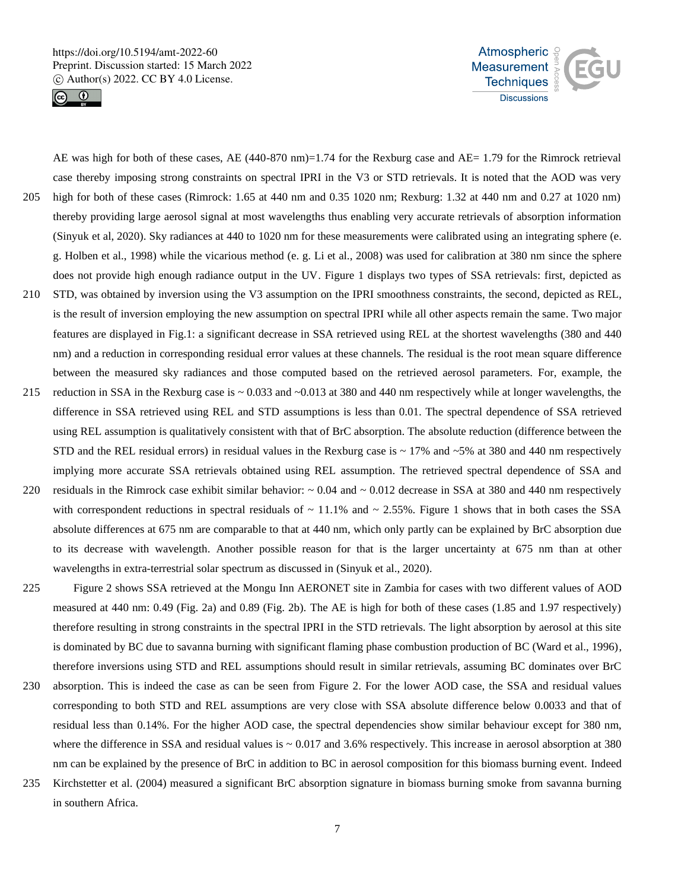AE was high for both of these cases, AE (440-870 nm)=1.74 for the Rexburg case and AE= 1.79 for the Rimrock retrieval case thereby imposing strong constraints on spectral IPRI in the V3 or STD retrievals. It is noted that the AOD was very high for both of these cases (Rimrock: 1.65 at 440 nm and 0.35 1020 nm; Rexburg: 1.32 at 440 nm and 0.27 at 1020 nm) thereby providing large aerosol signal at most wavelengths thus enabling very accurate retrievals of absorption information (Sinyuk et al, 2020). Sky radiances at 440 to 1020 nm for these measurements were calibrated using an integrating sphere (e. g. Holben et al., 1998) while the vicarious method (e. g. Li et al., 2008) was used for calibration at 380 nm since the sphere does not provide high enough radiance output in the UV. Figure 1 displays two types of SSA retrievals: first, depicted as STD, was obtained by inversion using the V3 assumption on the IPRI smoothness constraints, the second, depicted as REL, is the result of inversion employing the new assumption on spectral IPRI while all other aspects remain the same. Two major features are displayed in Fig.1: a significant decrease in SSA retrieved using REL at the shortest wavelengths (380 and 440 nm) and a reduction in corresponding residual error values at these channels. The residual is the root mean square difference between the measured sky radiances and those computed based on the retrieved aerosol parameters. For, example, the reduction in SSA in the Rexburg case is ~ 0.033 and ~0.013 at 380 and 440 nm respectively while at longer wavelengths, the difference in SSA retrieved using REL and STD assumptions is less than 0.01. The spectral dependence of SSA retrieved using REL assumption is qualitatively consistent with that of BrC absorption. The absolute reduction (difference between the STD and the REL residual errors) in residual values in the Rexburg case is ~ 17% and ~5% at 380 and 440 nm respectively implying more accurate SSA retrievals obtained using REL assumption. The retrieved spectral dependence of SSA and residuals in the Rimrock case exhibit similar behavior: ~ 0.04 and ~ 0.012 decrease in SSA at 380 and 440 nm respectively with correspondent reductions in spectral residuals of ~ 11.1% and ~ 2.55%. Figure 1 shows that in both cases the SSA absolute differences at 675 nm are comparable to that at 440 nm, which only partly can be explained by BrC absorption due to its decrease with wavelength. Another possible reason for that is the larger uncertainty at 675 nm than at other wavelengths in extra-terrestrial solar spectrum as discussed in (Sinyuk et al., 2020).

Figure 2 shows SSA retrieved at the Mongu Inn AERONET site in Zambia for cases with two different values of AOD measured at 440 nm: 0.49 (Fig. 2a) and 0.89 (Fig. 2b). The AE is high for both of these cases (1.85 and 1.97 respectively) therefore resulting in strong constraints in the spectral IPRI in the STD retrievals. The light absorption by aerosol at this site is dominated by BC due to savanna burning with significant flaming phase combustion production of BC (Ward et al., 1996), therefore inversions using STD and REL assumptions should result in similar retrievals, assuming BC dominates over BrC absorption. This is indeed the case as can be seen from Figure 2. For the lower AOD case, the SSA and residual values corresponding to both STD and REL assumptions are very close with SSA absolute difference below 0.0033 and that of residual less than 0.14%. For the higher AOD case, the spectral dependencies show similar behaviour except for 380 nm, where the difference in SSA and residual values is ~ 0.017 and 3.6% respectively. This increase in aerosol absorption at 380 nm can be explained by the presence of BrC in addition to BC in aerosol composition for this biomass burning event. Indeed Kirchstetter et al. (2004) measured a significant BrC absorption signature in biomass burning smoke from savanna burning in southern Africa.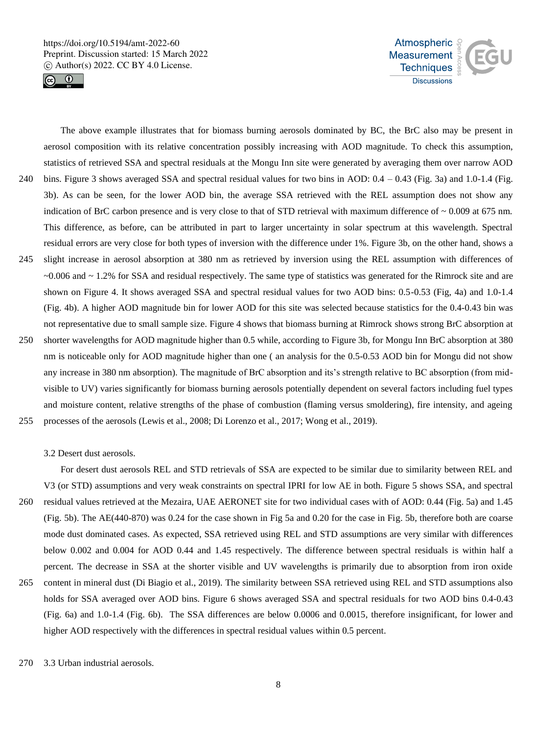The above example illustrates that for biomass burning aerosols dominated by BC, the BrC also may be present in aerosol composition with its relative concentration possibly increasing with AOD magnitude. To check this assumption, statistics of retrieved SSA and spectral residuals at the Mongu Inn site were generated by averaging them over narrow AOD bins. Figure 3 shows averaged SSA and spectral residual values for two bins in AOD: 0.4 – 0.43 (Fig. 3a) and 1.0-1.4 (Fig. 3b). As can be seen, for the lower AOD bin, the average SSA retrieved with the REL assumption does not show any indication of BrC carbon presence and is very close to that of STD retrieval with maximum difference of ~ 0.009 at 675 nm. This difference, as before, can be attributed in part to larger uncertainty in solar spectrum at this wavelength. Spectral residual errors are very close for both types of inversion with the difference under 1%. Figure 3b, on the other hand, shows a slight increase in aerosol absorption at 380 nm as retrieved by inversion using the REL assumption with differences of ~0.006 and ~ 1.2% for SSA and residual respectively. The same type of statistics was generated for the Rimrock site and are shown on Figure 4. It shows averaged SSA and spectral residual values for two AOD bins: 0.5-0.53 (Fig, 4a) and 1.0-1.4 (Fig. 4b). A higher AOD magnitude bin for lower AOD for this site was selected because statistics for the 0.4-0.43 bin was not representative due to small sample size. Figure 4 shows that biomass burning at Rimrock shows strong BrC absorption at shorter wavelengths for AOD magnitude higher than 0.5 while, according to Figure 3b, for Mongu Inn BrC absorption at 380 nm is noticeable only for AOD magnitude higher than one ( an analysis for the 0.5-0.53 AOD bin for Mongu did not show any increase in 380 nm absorption). The magnitude of BrC absorption and its's strength relative to BC absorption (from mid-visible to UV) varies significantly for biomass burning aerosols potentially dependent on several factors including fuel types and moisture content, relative strengths of the phase of combustion (flaming versus smoldering), fire intensity, and ageing processes of the aerosols (Lewis et al., 2008; Di Lorenzo et al., 2017; Wong et al., 2019).

### 3.2 Desert dust aerosols.

For desert dust aerosols REL and STD retrievals of SSA are expected to be similar due to similarity between REL and V3 (or STD) assumptions and very weak constraints on spectral IPRI for low AE in both. Figure 5 shows SSA, and spectral residual values retrieved at the Mezaira, UAE AERONET site for two individual cases with of AOD: 0.44 (Fig. 5a) and 1.45 (Fig. 5b). The AE(440-870) was 0.24 for the case shown in Fig 5a and 0.20 for the case in Fig. 5b, therefore both are coarse mode dust dominated cases. As expected, SSA retrieved using REL and STD assumptions are very similar with differences below 0.002 and 0.004 for AOD 0.44 and 1.45 respectively. The difference between spectral residuals is within half a percent. The decrease in SSA at the shorter visible and UV wavelengths is primarily due to absorption from iron oxide content in mineral dust (Di Biagio et al., 2019). The similarity between SSA retrieved using REL and STD assumptions also holds for SSA averaged over AOD bins. Figure 6 shows averaged SSA and spectral residuals for two AOD bins 0.4-0.43 (Fig. 6a) and 1.0-1.4 (Fig. 6b). The SSA differences are below 0.0006 and 0.0015, therefore insignificant, for lower and higher AOD respectively with the differences in spectral residual values within 0.5 percent.

### 3.3 Urban industrial aerosols.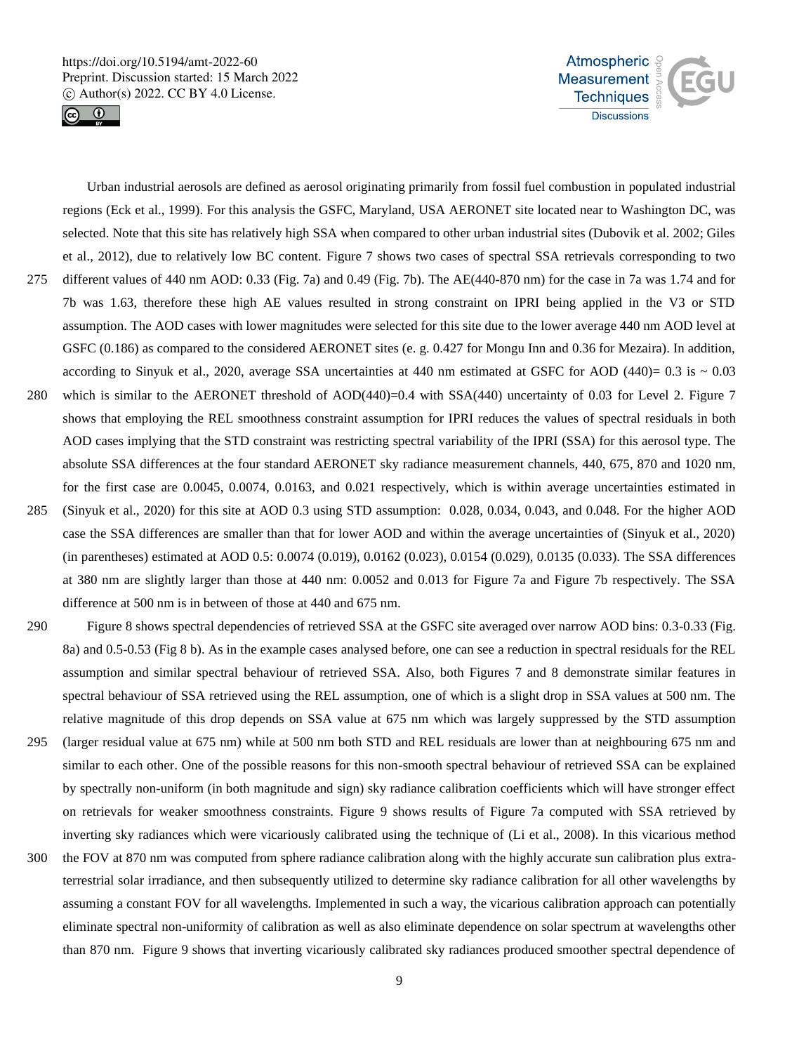Urban industrial aerosols are defined as aerosol originating primarily from fossil fuel combustion in populated industrial regions (Eck et al., 1999). For this analysis the GSFC, Maryland, USA AERONET site located near to Washington DC, was selected. Note that this site has relatively high SSA when compared to other urban industrial sites (Dubovik et al. 2002; Giles et al., 2012), due to relatively low BC content. Figure 7 shows two cases of spectral SSA retrievals corresponding to two different values of 440 nm AOD: 0.33 (Fig. 7a) and 0.49 (Fig. 7b). The AE(440-870 nm) for the case in 7a was 1.74 and for 7b was 1.63, therefore these high AE values resulted in strong constraint on IPRI being applied in the V3 or STD assumption. The AOD cases with lower magnitudes were selected for this site due to the lower average 440 nm AOD level at GSFC (0.186) as compared to the considered AERONET sites (e. g. 0.427 for Mongu Inn and 0.36 for Mezaira). In addition, according to Sinyuk et al., 2020, average SSA uncertainties at 440 nm estimated at GSFC for AOD (440)= 0.3 is ~ 0.03 which is similar to the AERONET threshold of AOD(440)=0.4 with SSA(440) uncertainty of 0.03 for Level 2. Figure 7 shows that employing the REL smoothness constraint assumption for IPRI reduces the values of spectral residuals in both AOD cases implying that the STD constraint was restricting spectral variability of the IPRI (SSA) for this aerosol type. The absolute SSA differences at the four standard AERONET sky radiance measurement channels, 440, 675, 870 and 1020 nm, for the first case are 0.0045, 0.0074, 0.0163, and 0.021 respectively, which is within average uncertainties estimated in (Sinyuk et al., 2020) for this site at AOD 0.3 using STD assumption: 0.028, 0.034, 0.043, and 0.048. For the higher AOD case the SSA differences are smaller than that for lower AOD and within the average uncertainties of (Sinyuk et al., 2020) (in parentheses) estimated at AOD 0.5: 0.0074 (0.019), 0.0162 (0.023), 0.0154 (0.029), 0.0135 (0.033). The SSA differences at 380 nm are slightly larger than those at 440 nm: 0.0052 and 0.013 for Figure 7a and Figure 7b respectively. The SSA difference at 500 nm is in between of those at 440 and 675 nm.

Figure 8 shows spectral dependencies of retrieved SSA at the GSFC site averaged over narrow AOD bins: 0.3-0.33 (Fig. 8a) and 0.5-0.53 (Fig 8 b). As in the example cases analysed before, one can see a reduction in spectral residuals for the REL assumption and similar spectral behaviour of retrieved SSA. Also, both Figures 7 and 8 demonstrate similar features in spectral behaviour of SSA retrieved using the REL assumption, one of which is a slight drop in SSA values at 500 nm. The relative magnitude of this drop depends on SSA value at 675 nm which was largely suppressed by the STD assumption (larger residual value at 675 nm) while at 500 nm both STD and REL residuals are lower than at neighbouring 675 nm and similar to each other. One of the possible reasons for this non-smooth spectral behaviour of retrieved SSA can be explained by spectrally non-uniform (in both magnitude and sign) sky radiance calibration coefficients which will have stronger effect on retrievals for weaker smoothness constraints. Figure 9 shows results of Figure 7a computed with SSA retrieved by inverting sky radiances which were vicariously calibrated using the technique of (Li et al., 2008). In this vicarious method the FOV at 870 nm was computed from sphere radiance calibration along with the highly accurate sun calibration plus extra-terrestrial solar irradiance, and then subsequently utilized to determine sky radiance calibration for all other wavelengths by assuming a constant FOV for all wavelengths. Implemented in such a way, the vicarious calibration approach can potentially eliminate spectral non-uniformity of calibration as well as also eliminate dependence on solar spectrum at wavelengths other than 870 nm. Figure 9 shows that inverting vicariously calibrated sky radiances produced smoother spectral dependence of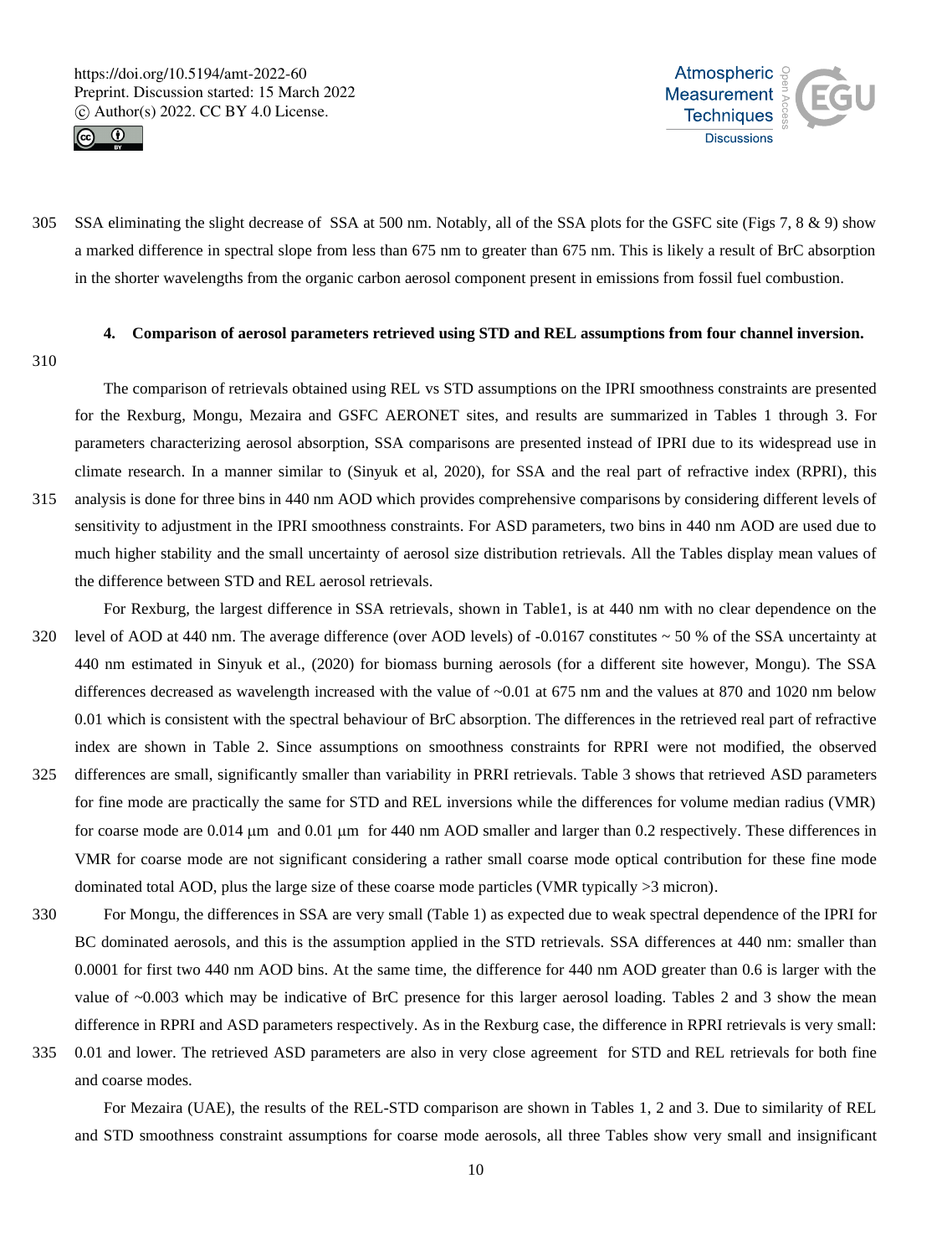SSA eliminating the slight decrease of SSA at 500 nm. Notably, all of the SSA plots for the GSFC site (Figs 7, 8 & 9) show a marked difference in spectral slope from less than 675 nm to greater than 675 nm. This is likely a result of BrC absorption in the shorter wavelengths from the organic carbon aerosol component present in emissions from fossil fuel combustion.

## 4. Comparison of aerosol parameters retrieved using STD and REL assumptions from four channel inversion.

The comparison of retrievals obtained using REL vs STD assumptions on the IPRI smoothness constraints are presented for the Rexburg, Mongu, Mezaira and GSFC AERONET sites, and results are summarized in Tables 1 through 3. For parameters characterizing aerosol absorption, SSA comparisons are presented instead of IPRI due to its widespread use in climate research. In a manner similar to (Sinyuk et al, 2020), for SSA and the real part of refractive index (RPRI), this analysis is done for three bins in 440 nm AOD which provides comprehensive comparisons by considering different levels of sensitivity to adjustment in the IPRI smoothness constraints. For ASD parameters, two bins in 440 nm AOD are used due to much higher stability and the small uncertainty of aerosol size distribution retrievals. All the Tables display mean values of the difference between STD and REL aerosol retrievals.

For Rexburg, the largest difference in SSA retrievals, shown in Table1, is at 440 nm with no clear dependence on the level of AOD at 440 nm. The average difference (over AOD levels) of -0.0167 constitutes ~ 50 % of the SSA uncertainty at 440 nm estimated in Sinyuk et al., (2020) for biomass burning aerosols (for a different site however, Mongu). The SSA differences decreased as wavelength increased with the value of ~0.01 at 675 nm and the values at 870 and 1020 nm below 0.01 which is consistent with the spectral behaviour of BrC absorption. The differences in the retrieved real part of refractive index are shown in Table 2. Since assumptions on smoothness constraints for RPRI were not modified, the observed differences are small, significantly smaller than variability in PRRI retrievals. Table 3 shows that retrieved ASD parameters for fine mode are practically the same for STD and REL inversions while the differences for volume median radius (VMR) for coarse mode are 0.014 μm and 0.01 μm for 440 nm AOD smaller and larger than 0.2 respectively. These differences in VMR for coarse mode are not significant considering a rather small coarse mode optical contribution for these fine mode dominated total AOD, plus the large size of these coarse mode particles (VMR typically >3 micron).

For Mongu, the differences in SSA are very small (Table 1) as expected due to weak spectral dependence of the IPRI for BC dominated aerosols, and this is the assumption applied in the STD retrievals. SSA differences at 440 nm: smaller than 0.0001 for first two 440 nm AOD bins. At the same time, the difference for 440 nm AOD greater than 0.6 is larger with the value of ~0.003 which may be indicative of BrC presence for this larger aerosol loading. Tables 2 and 3 show the mean difference in RPRI and ASD parameters respectively. As in the Rexburg case, the difference in RPRI retrievals is very small: 0.01 and lower. The retrieved ASD parameters are also in very close agreement for STD and REL retrievals for both fine and coarse modes.

For Mezaira (UAE), the results of the REL-STD comparison are shown in Tables 1, 2 and 3. Due to similarity of REL and STD smoothness constraint assumptions for coarse mode aerosols, all three Tables show very small and insignificant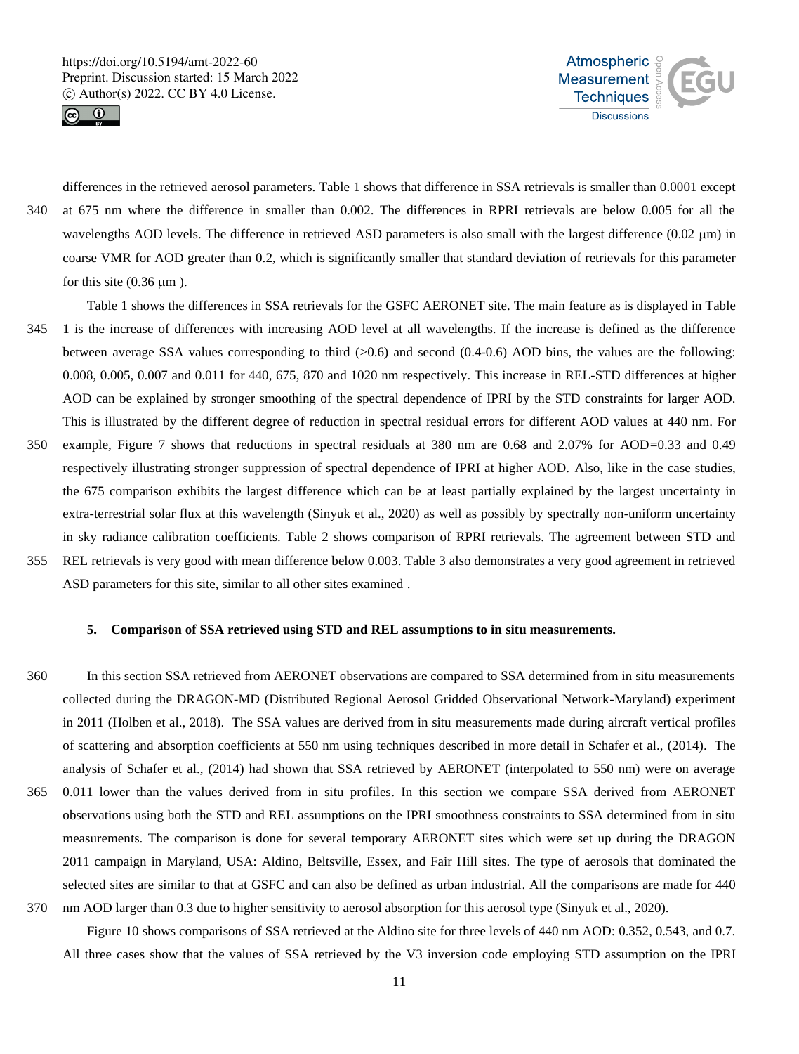differences in the retrieved aerosol parameters. Table 1 shows that difference in SSA retrievals is smaller than 0.0001 except at 675 nm where the difference in smaller than 0.002. The differences in RPRI retrievals are below 0.005 for all the wavelengths AOD levels. The difference in retrieved ASD parameters is also small with the largest difference (0.02 μm) in coarse VMR for AOD greater than 0.2, which is significantly smaller that standard deviation of retrievals for this parameter for this site (0.36 μm ).

Table 1 shows the differences in SSA retrievals for the GSFC AERONET site. The main feature as is displayed in Table 1 is the increase of differences with increasing AOD level at all wavelengths. If the increase is defined as the difference between average SSA values corresponding to third (>0.6) and second (0.4-0.6) AOD bins, the values are the following: 0.008, 0.005, 0.007 and 0.011 for 440, 675, 870 and 1020 nm respectively. This increase in REL-STD differences at higher AOD can be explained by stronger smoothing of the spectral dependence of IPRI by the STD constraints for larger AOD. This is illustrated by the different degree of reduction in spectral residual errors for different AOD values at 440 nm. For example, Figure 7 shows that reductions in spectral residuals at 380 nm are 0.68 and 2.07% for AOD=0.33 and 0.49 respectively illustrating stronger suppression of spectral dependence of IPRI at higher AOD. Also, like in the case studies, the 675 comparison exhibits the largest difference which can be at least partially explained by the largest uncertainty in extra-terrestrial solar flux at this wavelength (Sinyuk et al., 2020) as well as possibly by spectrally non-uniform uncertainty in sky radiance calibration coefficients. Table 2 shows comparison of RPRI retrievals. The agreement between STD and REL retrievals is very good with mean difference below 0.003. Table 3 also demonstrates a very good agreement in retrieved ASD parameters for this site, similar to all other sites examined .

## 5. Comparison of SSA retrieved using STD and REL assumptions to in situ measurements.

In this section SSA retrieved from AERONET observations are compared to SSA determined from in situ measurements collected during the DRAGON-MD (Distributed Regional Aerosol Gridded Observational Network-Maryland) experiment in 2011 (Holben et al., 2018). The SSA values are derived from in situ measurements made during aircraft vertical profiles of scattering and absorption coefficients at 550 nm using techniques described in more detail in Schafer et al., (2014). The analysis of Schafer et al., (2014) had shown that SSA retrieved by AERONET (interpolated to 550 nm) were on average 0.011 lower than the values derived from in situ profiles. In this section we compare SSA derived from AERONET observations using both the STD and REL assumptions on the IPRI smoothness constraints to SSA determined from in situ measurements. The comparison is done for several temporary AERONET sites which were set up during the DRAGON 2011 campaign in Maryland, USA: Aldino, Beltsville, Essex, and Fair Hill sites. The type of aerosols that dominated the selected sites are similar to that at GSFC and can also be defined as urban industrial. All the comparisons are made for 440 nm AOD larger than 0.3 due to higher sensitivity to aerosol absorption for this aerosol type (Sinyuk et al., 2020).

Figure 10 shows comparisons of SSA retrieved at the Aldino site for three levels of 440 nm AOD: 0.352, 0.543, and 0.7. All three cases show that the values of SSA retrieved by the V3 inversion code employing STD assumption on the IPRI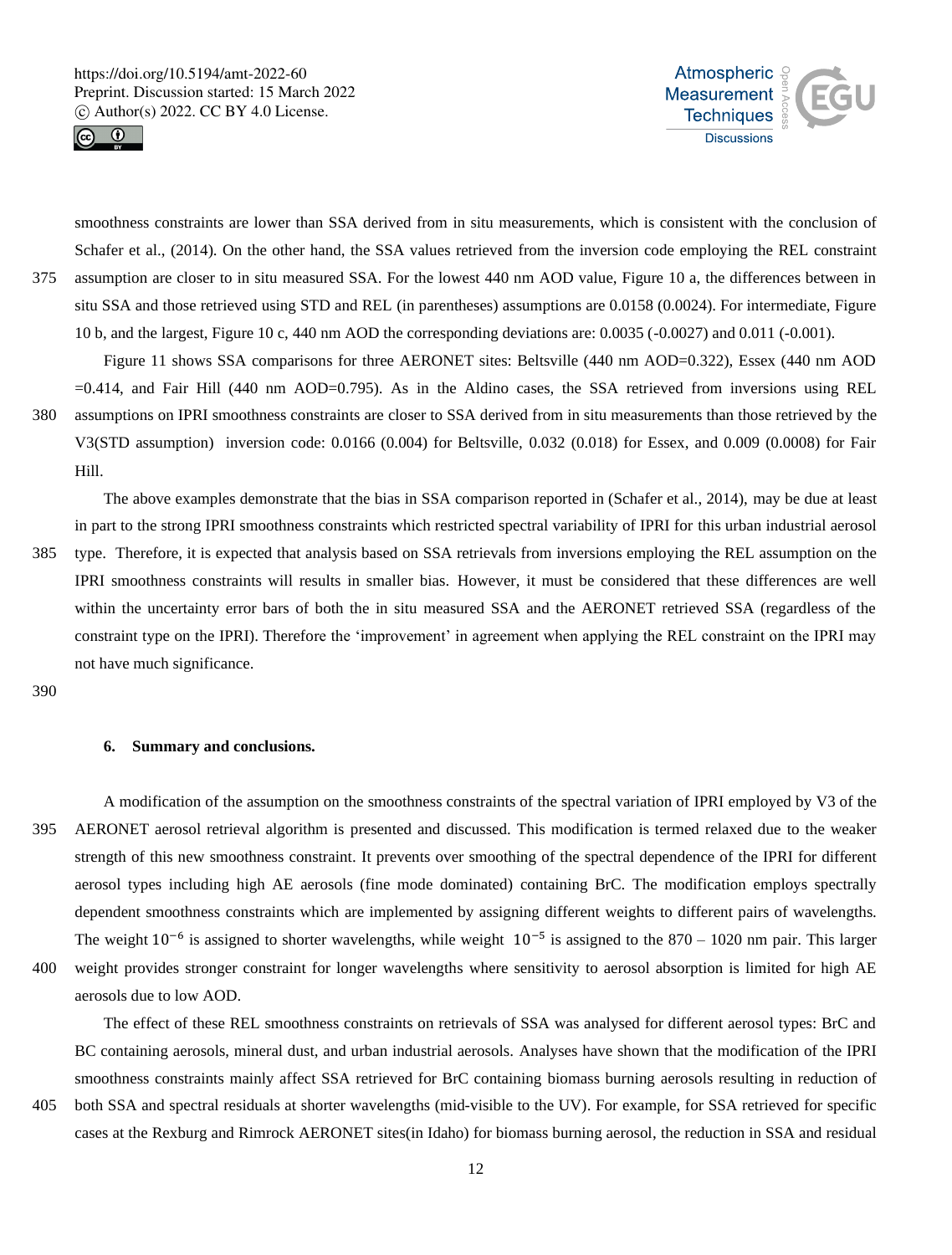smoothness constraints are lower than SSA derived from in situ measurements, which is consistent with the conclusion of Schafer et al., (2014). On the other hand, the SSA values retrieved from the inversion code employing the REL constraint assumption are closer to in situ measured SSA. For the lowest 440 nm AOD value, Figure 10 a, the differences between in situ SSA and those retrieved using STD and REL (in parentheses) assumptions are 0.0158 (0.0024). For intermediate, Figure 10 b, and the largest, Figure 10 c, 440 nm AOD the corresponding deviations are: 0.0035 (-0.0027) and 0.011 (-0.001).

Figure 11 shows SSA comparisons for three AERONET sites: Beltsville (440 nm AOD=0.322), Essex (440 nm AOD =0.414, and Fair Hill (440 nm AOD=0.795). As in the Aldino cases, the SSA retrieved from inversions using REL assumptions on IPRI smoothness constraints are closer to SSA derived from in situ measurements than those retrieved by the V3(STD assumption) inversion code: 0.0166 (0.004) for Beltsville, 0.032 (0.018) for Essex, and 0.009 (0.0008) for Fair Hill.

The above examples demonstrate that the bias in SSA comparison reported in (Schafer et al., 2014), may be due at least in part to the strong IPRI smoothness constraints which restricted spectral variability of IPRI for this urban industrial aerosol type. Therefore, it is expected that analysis based on SSA retrievals from inversions employing the REL assumption on the IPRI smoothness constraints will results in smaller bias. However, it must be considered that these differences are well within the uncertainty error bars of both the in situ measured SSA and the AERONET retrieved SSA (regardless of the constraint type on the IPRI). Therefore the 'improvement' in agreement when applying the REL constraint on the IPRI may not have much significance.

## 6. Summary and conclusions.

A modification of the assumption on the smoothness constraints of the spectral variation of IPRI employed by V3 of the AERONET aerosol retrieval algorithm is presented and discussed. This modification is termed relaxed due to the weaker strength of this new smoothness constraint. It prevents over smoothing of the spectral dependence of the IPRI for different aerosol types including high AE aerosols (fine mode dominated) containing BrC. The modification employs spectrally dependent smoothness constraints which are implemented by assigning different weights to different pairs of wavelengths. The weight $10^{-6}$ is assigned to shorter wavelengths, while weight $10^{-5}$ is assigned to the 870 – 1020 nm pair. This larger weight provides stronger constraint for longer wavelengths where sensitivity to aerosol absorption is limited for high AE aerosols due to low AOD.

The effect of these REL smoothness constraints on retrievals of SSA was analysed for different aerosol types: BrC and BC containing aerosols, mineral dust, and urban industrial aerosols. Analyses have shown that the modification of the IPRI smoothness constraints mainly affect SSA retrieved for BrC containing biomass burning aerosols resulting in reduction of both SSA and spectral residuals at shorter wavelengths (mid-visible to the UV). For example, for SSA retrieved for specific cases at the Rexburg and Rimrock AERONET sites(in Idaho) for biomass burning aerosol, the reduction in SSA and residual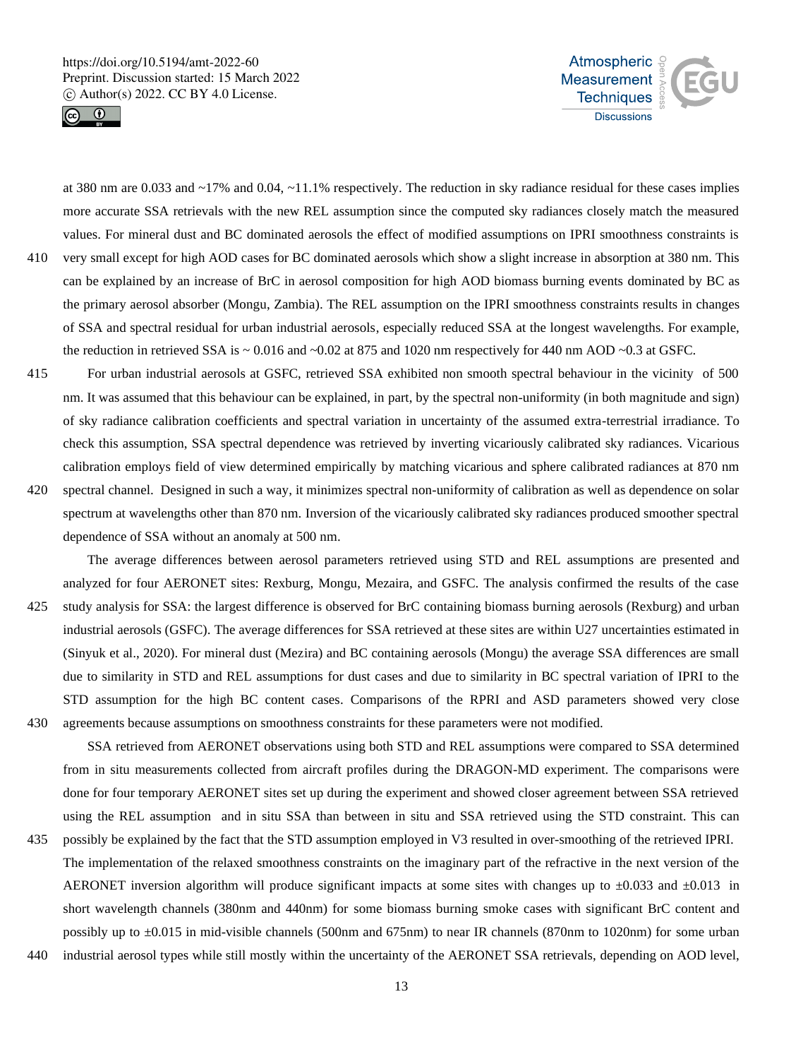at 380 nm are 0.033 and ~17% and 0.04, ~11.1% respectively. The reduction in sky radiance residual for these cases implies more accurate SSA retrievals with the new REL assumption since the computed sky radiances closely match the measured values. For mineral dust and BC dominated aerosols the effect of modified assumptions on IPRI smoothness constraints is very small except for high AOD cases for BC dominated aerosols which show a slight increase in absorption at 380 nm. This can be explained by an increase of BrC in aerosol composition for high AOD biomass burning events dominated by BC as the primary aerosol absorber (Mongu, Zambia). The REL assumption on the IPRI smoothness constraints results in changes of SSA and spectral residual for urban industrial aerosols, especially reduced SSA at the longest wavelengths. For example, the reduction in retrieved SSA is ~ 0.016 and ~0.02 at 875 and 1020 nm respectively for 440 nm AOD ~0.3 at GSFC.

For urban industrial aerosols at GSFC, retrieved SSA exhibited non smooth spectral behaviour in the vicinity of 500 nm. It was assumed that this behaviour can be explained, in part, by the spectral non-uniformity (in both magnitude and sign) of sky radiance calibration coefficients and spectral variation in uncertainty of the assumed extra-terrestrial irradiance. To check this assumption, SSA spectral dependence was retrieved by inverting vicariously calibrated sky radiances. Vicarious calibration employs field of view determined empirically by matching vicarious and sphere calibrated radiances at 870 nm spectral channel. Designed in such a way, it minimizes spectral non-uniformity of calibration as well as dependence on solar spectrum at wavelengths other than 870 nm. Inversion of the vicariously calibrated sky radiances produced smoother spectral dependence of SSA without an anomaly at 500 nm.

The average differences between aerosol parameters retrieved using STD and REL assumptions are presented and analyzed for four AERONET sites: Rexburg, Mongu, Mezaira, and GSFC. The analysis confirmed the results of the case study analysis for SSA: the largest difference is observed for BrC containing biomass burning aerosols (Rexburg) and urban industrial aerosols (GSFC). The average differences for SSA retrieved at these sites are within U27 uncertainties estimated in (Sinyuk et al., 2020). For mineral dust (Mezira) and BC containing aerosols (Mongu) the average SSA differences are small due to similarity in STD and REL assumptions for dust cases and due to similarity in BC spectral variation of IPRI to the STD assumption for the high BC content cases. Comparisons of the RPRI and ASD parameters showed very close agreements because assumptions on smoothness constraints for these parameters were not modified.

SSA retrieved from AERONET observations using both STD and REL assumptions were compared to SSA determined from in situ measurements collected from aircraft profiles during the DRAGON-MD experiment. The comparisons were done for four temporary AERONET sites set up during the experiment and showed closer agreement between SSA retrieved using the REL assumption and in situ SSA than between in situ and SSA retrieved using the STD constraint. This can possibly be explained by the fact that the STD assumption employed in V3 resulted in over-smoothing of the retrieved IPRI. The implementation of the relaxed smoothness constraints on the imaginary part of the refractive in the next version of the AERONET inversion algorithm will produce significant impacts at some sites with changes up to ±0.033 and ±0.013 in short wavelength channels (380nm and 440nm) for some biomass burning smoke cases with significant BrC content and possibly up to ±0.015 in mid-visible channels (500nm and 675nm) to near IR channels (870nm to 1020nm) for some urban industrial aerosol types while still mostly within the uncertainty of the AERONET SSA retrievals, depending on AOD level,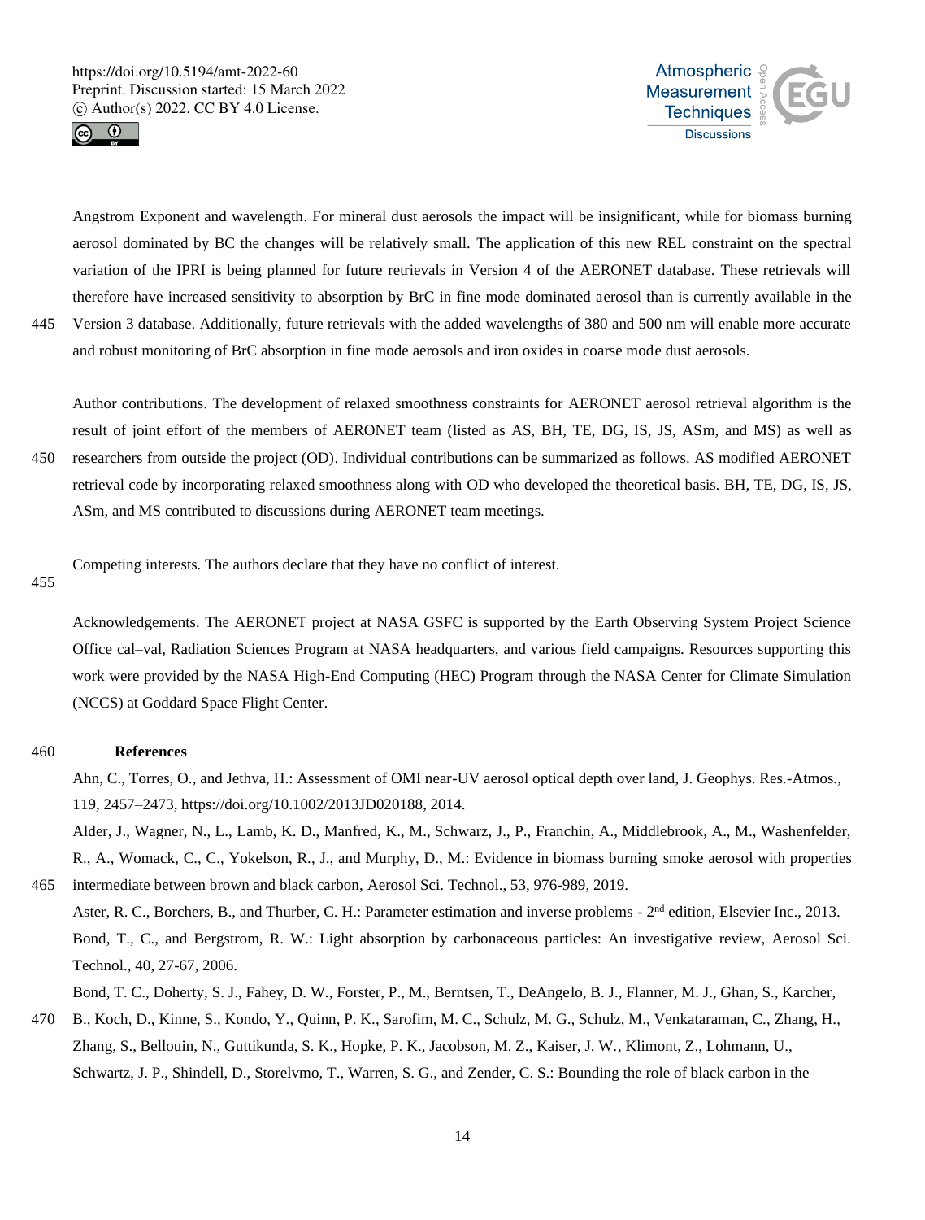Angstrom Exponent and wavelength. For mineral dust aerosols the impact will be insignificant, while for biomass burning aerosol dominated by BC the changes will be relatively small. The application of this new REL constraint on the spectral variation of the IPRI is being planned for future retrievals in Version 4 of the AERONET database. These retrievals will therefore have increased sensitivity to absorption by BrC in fine mode dominated aerosol than is currently available in the Version 3 database. Additionally, future retrievals with the added wavelengths of 380 and 500 nm will enable more accurate and robust monitoring of BrC absorption in fine mode aerosols and iron oxides in coarse mode dust aerosols.

Author contributions. The development of relaxed smoothness constraints for AERONET aerosol retrieval algorithm is the result of joint effort of the members of AERONET team (listed as AS, BH, TE, DG, IS, JS, ASm, and MS) as well as researchers from outside the project (OD). Individual contributions can be summarized as follows. AS modified AERONET retrieval code by incorporating relaxed smoothness along with OD who developed the theoretical basis. BH, TE, DG, IS, JS, ASm, and MS contributed to discussions during AERONET team meetings.

Competing interests. The authors declare that they have no conflict of interest.

Acknowledgements. The AERONET project at NASA GSFC is supported by the Earth Observing System Project Science Office cal–val, Radiation Sciences Program at NASA headquarters, and various field campaigns. Resources supporting this work were provided by the NASA High-End Computing (HEC) Program through the NASA Center for Climate Simulation (NCCS) at Goddard Space Flight Center.

## References

Ahn, C., Torres, O., and Jethva, H.: Assessment of OMI near-UV aerosol optical depth over land, J. Geophys. Res.-Atmos., 119, 2457–2473, https://doi.org/10.1002/2013JD020188, 2014.

Alder, J., Wagner, N., L., Lamb, K. D., Manfred, K., M., Schwarz, J., P., Franchin, A., Middlebrook, A., M., Washenfelder, R., A., Womack, C., C., Yokelson, R., J., and Murphy, D., M.: Evidence in biomass burning smoke aerosol with properties intermediate between brown and black carbon, Aerosol Sci. Technol., 53, 976-989, 2019.

Aster, R. C., Borchers, B., and Thurber, C. H.: Parameter estimation and inverse problems - 2nd edition, Elsevier Inc., 2013.

Bond, T., C., and Bergstrom, R. W.: Light absorption by carbonaceous particles: An investigative review, Aerosol Sci. Technol., 40, 27-67, 2006.

Bond, T. C., Doherty, S. J., Fahey, D. W., Forster, P., M., Berntsen, T., DeAngelo, B. J., Flanner, M. J., Ghan, S., Karcher, B., Koch, D., Kinne, S., Kondo, Y., Quinn, P. K., Sarofim, M. C., Schulz, M. G., Schulz, M., Venkataraman, C., Zhang, H., Zhang, S., Bellouin, N., Guttikunda, S. K., Hopke, P. K., Jacobson, M. Z., Kaiser, J. W., Klimont, Z., Lohmann, U., Schwartz, J. P., Shindell, D., Storelvmo, T., Warren, S. G., and Zender, C. S.: Bounding the role of black carbon in the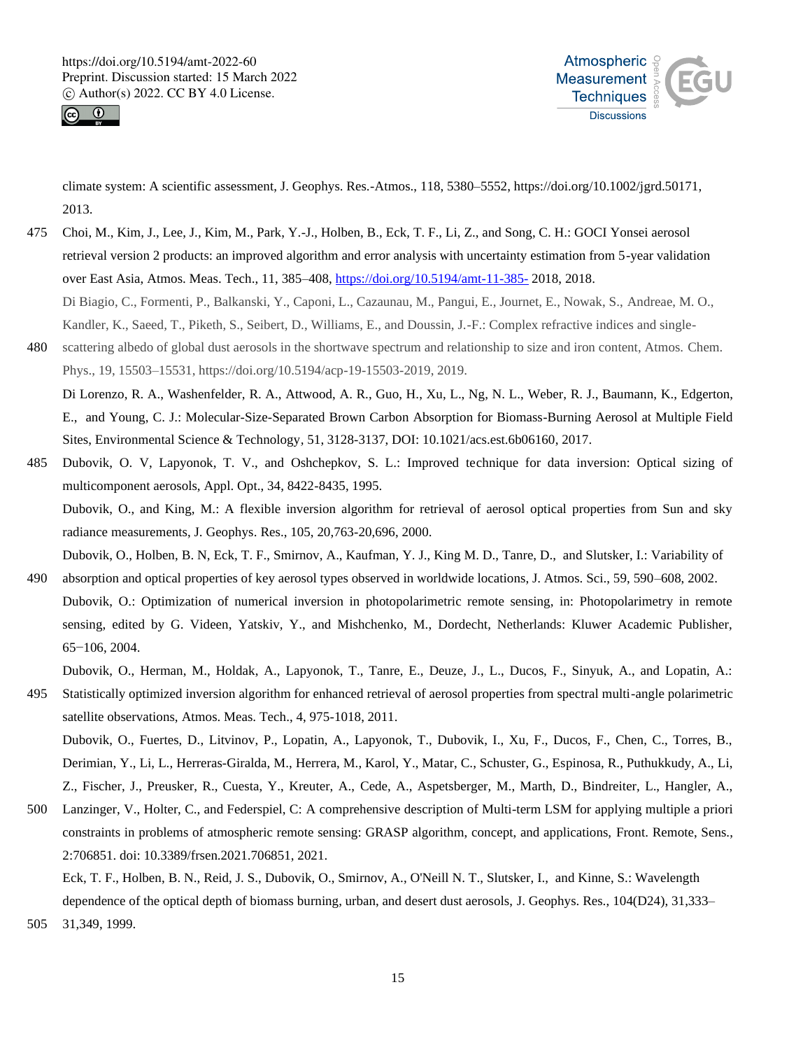climate system: A scientific assessment, J. Geophys. Res.-Atmos., 118, 5380–5552, https://doi.org/10.1002/jgrd.50171, 2013.

Choi, M., Kim, J., Lee, J., Kim, M., Park, Y.-J., Holben, B., Eck, T. F., Li, Z., and Song, C. H.: GOCI Yonsei aerosol retrieval version 2 products: an improved algorithm and error analysis with uncertainty estimation from 5-year validation over East Asia, Atmos. Meas. Tech., 11, 385–408, https://doi.org/10.5194/amt-11-385- 2018, 2018.

Di Biagio, C., Formenti, P., Balkanski, Y., Caponi, L., Cazaunau, M., Pangui, E., Journet, E., Nowak, S., Andreae, M. O., Kandler, K., Saeed, T., Piketh, S., Seibert, D., Williams, E., and Doussin, J.-F.: Complex refractive indices and single-scattering albedo of global dust aerosols in the shortwave spectrum and relationship to size and iron content, Atmos. Chem. Phys., 19, 15503–15531, https://doi.org/10.5194/acp-19-15503-2019, 2019.

Di Lorenzo, R. A., Washenfelder, R. A., Attwood, A. R., Guo, H., Xu, L., Ng, N. L., Weber, R. J., Baumann, K., Edgerton, E., and Young, C. J.: Molecular-Size-Separated Brown Carbon Absorption for Biomass-Burning Aerosol at Multiple Field Sites, Environmental Science & Technology, 51, 3128-3137, DOI: 10.1021/acs.est.6b06160, 2017.

Dubovik, O. V, Lapyonok, T. V., and Oshchepkov, S. L.: Improved technique for data inversion: Optical sizing of multicomponent aerosols, Appl. Opt., 34, 8422-8435, 1995.

Dubovik, O., and King, M.: A flexible inversion algorithm for retrieval of aerosol optical properties from Sun and sky radiance measurements, J. Geophys. Res., 105, 20,763-20,696, 2000.

Dubovik, O., Holben, B. N, Eck, T. F., Smirnov, A., Kaufman, Y. J., King M. D., Tanre, D., and Slutsker, I.: Variability of absorption and optical properties of key aerosol types observed in worldwide locations, J. Atmos. Sci., 59, 590–608, 2002.

Dubovik, O.: Optimization of numerical inversion in photopolarimetric remote sensing, in: Photopolarimetry in remote sensing, edited by G. Videen, Yatskiv, Y., and Mishchenko, M., Dordecht, Netherlands: Kluwer Academic Publisher, 65−106, 2004.

Dubovik, O., Herman, M., Holdak, A., Lapyonok, T., Tanre, E., Deuze, J., L., Ducos, F., Sinyuk, A., and Lopatin, A.: Statistically optimized inversion algorithm for enhanced retrieval of aerosol properties from spectral multi-angle polarimetric satellite observations, Atmos. Meas. Tech., 4, 975-1018, 2011.

Dubovik, O., Fuertes, D., Litvinov, P., Lopatin, A., Lapyonok, T., Dubovik, I., Xu, F., Ducos, F., Chen, C., Torres, B., Derimian, Y., Li, L., Herreras-Giralda, M., Herrera, M., Karol, Y., Matar, C., Schuster, G., Espinosa, R., Puthukkudy, A., Li, Z., Fischer, J., Preusker, R., Cuesta, Y., Kreuter, A., Cede, A., Aspetsberger, M., Marth, D., Bindreiter, L., Hangler, A., Lanzinger, V., Holter, C., and Federspiel, C: A comprehensive description of Multi-term LSM for applying multiple a priori constraints in problems of atmospheric remote sensing: GRASP algorithm, concept, and applications, Front. Remote, Sens., 2:706851. doi: 10.3389/frsen.2021.706851, 2021.

Eck, T. F., Holben, B. N., Reid, J. S., Dubovik, O., Smirnov, A., O'Neill N. T., Slutsker, I., and Kinne, S.: Wavelength dependence of the optical depth of biomass burning, urban, and desert dust aerosols, J. Geophys. Res., 104(D24), 31,333–31,349, 1999.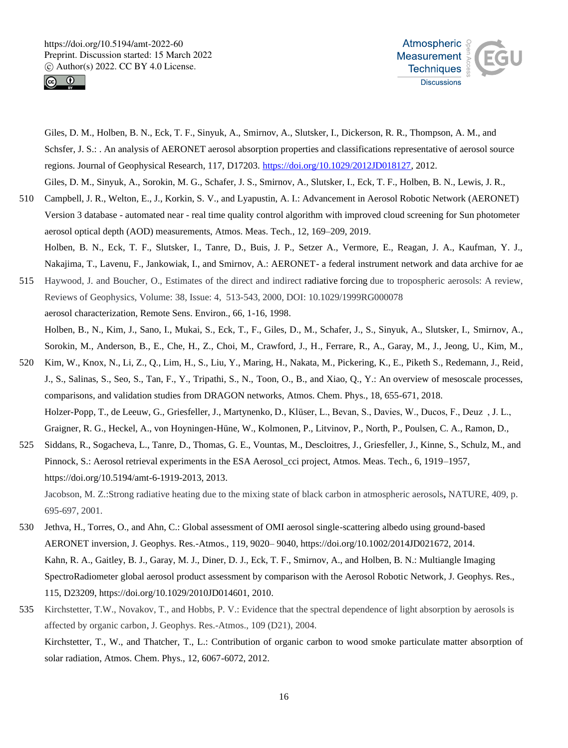Giles, D. M., Holben, B. N., Eck, T. F., Sinyuk, A., Smirnov, A., Slutsker, I., Dickerson, R. R., Thompson, A. M., and Schsfer, J. S.: . An analysis of AERONET aerosol absorption properties and classifications representative of aerosol source regions. Journal of Geophysical Research, 117, D17203. https://doi.org/10.1029/2012JD018127, 2012.

Giles, D. M., Sinyuk, A., Sorokin, M. G., Schafer, J. S., Smirnov, A., Slutsker, I., Eck, T. F., Holben, B. N., Lewis, J. R., Campbell, J. R., Welton, E., J., Korkin, S. V., and Lyapustin, A. I.: Advancement in Aerosol Robotic Network (AERONET) Version 3 database - automated near - real time quality control algorithm with improved cloud screening for Sun photometer aerosol optical depth (AOD) measurements, Atmos. Meas. Tech., 12, 169–209, 2019.

Holben, B. N., Eck, T. F., Slutsker, I., Tanre, D., Buis, J. P., Setzer A., Vermore, E., Reagan, J. A., Kaufman, Y. J., Nakajima, T., Lavenu, F., Jankowiak, I., and Smirnov, A.: AERONET- a federal instrument network and data archive for ae

Haywood, J. and Boucher, O., Estimates of the direct and indirect radiative forcing due to tropospheric aerosols: A review, Reviews of Geophysics, Volume: 38, Issue: 4, 513-543, 2000, DOI: 10.1029/1999RG000078

aerosol characterization, Remote Sens. Environ., 66, 1-16, 1998.

Holben, B., N., Kim, J., Sano, I., Mukai, S., Eck, T., F., Giles, D., M., Schafer, J., S., Sinyuk, A., Slutsker, I., Smirnov, A., Sorokin, M., Anderson, B., E., Che, H., Z., Choi, M., Crawford, J., H., Ferrare, R., A., Garay, M., J., Jeong, U., Kim, M., Kim, W., Knox, N., Li, Z., Q., Lim, H., S., Liu, Y., Maring, H., Nakata, M., Pickering, K., E., Piketh S., Redemann, J., Reid, J., S., Salinas, S., Seo, S., Tan, F., Y., Tripathi, S., N., Toon, O., B., and Xiao, Q., Y.: An overview of mesoscale processes, comparisons, and validation studies from DRAGON networks, Atmos. Chem. Phys., 18, 655-671, 2018.

Holzer-Popp, T., de Leeuw, G., Griesfeller, J., Martynenko, D., Klüser, L., Bevan, S., Davies, W., Ducos, F., Deuz , J. L., Graigner, R. G., Heckel, A., von Hoyningen-Hüne, W., Kolmonen, P., Litvinov, P., North, P., Poulsen, C. A., Ramon, D., Siddans, R., Sogacheva, L., Tanre, D., Thomas, G. E., Vountas, M., Descloitres, J., Griesfeller, J., Kinne, S., Schulz, M., and Pinnock, S.: Aerosol retrieval experiments in the ESA Aerosol_cci project, Atmos. Meas. Tech., 6, 1919–1957, https://doi.org/10.5194/amt-6-1919-2013, 2013.

Jacobson, M. Z.:Strong radiative heating due to the mixing state of black carbon in atmospheric aerosols, NATURE, 409, p. 695-697, 2001.

Jethva, H., Torres, O., and Ahn, C.: Global assessment of OMI aerosol single-scattering albedo using ground-based AERONET inversion, J. Geophys. Res.-Atmos., 119, 9020– 9040, https://doi.org/10.1002/2014JD021672, 2014.

Kahn, R. A., Gaitley, B. J., Garay, M. J., Diner, D. J., Eck, T. F., Smirnov, A., and Holben, B. N.: Multiangle Imaging SpectroRadiometer global aerosol product assessment by comparison with the Aerosol Robotic Network, J. Geophys. Res., 115, D23209, https://doi.org/10.1029/2010JD014601, 2010.

Kirchstetter, T.W., Novakov, T., and Hobbs, P. V.: Evidence that the spectral dependence of light absorption by aerosols is affected by organic carbon, J. Geophys. Res.-Atmos., 109 (D21), 2004.

Kirchstetter, T., W., and Thatcher, T., L.: Contribution of organic carbon to wood smoke particulate matter absorption of solar radiation, Atmos. Chem. Phys., 12, 6067-6072, 2012.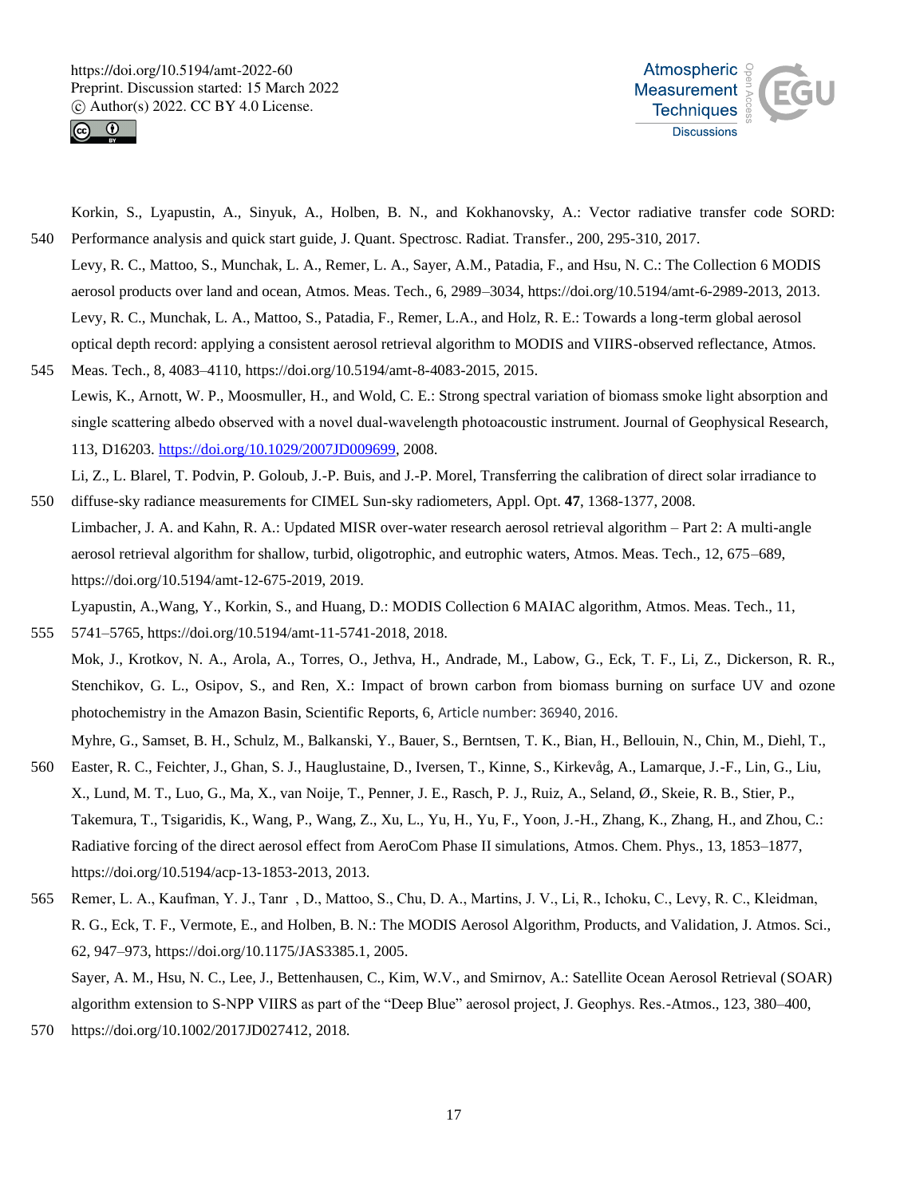Korkin, S., Lyapustin, A., Sinyuk, A., Holben, B. N., and Kokhanovsky, A.: Vector radiative transfer code SORD: Performance analysis and quick start guide, J. Quant. Spectrosc. Radiat. Transfer., 200, 295-310, 2017.

Levy, R. C., Mattoo, S., Munchak, L. A., Remer, L. A., Sayer, A.M., Patadia, F., and Hsu, N. C.: The Collection 6 MODIS aerosol products over land and ocean, Atmos. Meas. Tech., 6, 2989–3034, https://doi.org/10.5194/amt-6-2989-2013, 2013.

Levy, R. C., Munchak, L. A., Mattoo, S., Patadia, F., Remer, L.A., and Holz, R. E.: Towards a long-term global aerosol optical depth record: applying a consistent aerosol retrieval algorithm to MODIS and VIIRS-observed reflectance, Atmos. Meas. Tech., 8, 4083–4110, https://doi.org/10.5194/amt-8-4083-2015, 2015.

Lewis, K., Arnott, W. P., Moosmuller, H., and Wold, C. E.: Strong spectral variation of biomass smoke light absorption and single scattering albedo observed with a novel dual-wavelength photoacoustic instrument. Journal of Geophysical Research, 113, D16203. https://doi.org/10.1029/2007JD009699, 2008.

Li, Z., L. Blarel, T. Podvin, P. Goloub, J.-P. Buis, and J.-P. Morel, Transferring the calibration of direct solar irradiance to diffuse-sky radiance measurements for CIMEL Sun-sky radiometers, Appl. Opt. **47**, 1368-1377, 2008.

Limbacher, J. A. and Kahn, R. A.: Updated MISR over-water research aerosol retrieval algorithm – Part 2: A multi-angle aerosol retrieval algorithm for shallow, turbid, oligotrophic, and eutrophic waters, Atmos. Meas. Tech., 12, 675–689, https://doi.org/10.5194/amt-12-675-2019, 2019.

Lyapustin, A.,Wang, Y., Korkin, S., and Huang, D.: MODIS Collection 6 MAIAC algorithm, Atmos. Meas. Tech., 11, 5741–5765, https://doi.org/10.5194/amt-11-5741-2018, 2018.

Mok, J., Krotkov, N. A., Arola, A., Torres, O., Jethva, H., Andrade, M., Labow, G., Eck, T. F., Li, Z., Dickerson, R. R., Stenchikov, G. L., Osipov, S., and Ren, X.: Impact of brown carbon from biomass burning on surface UV and ozone photochemistry in the Amazon Basin, Scientific Reports, 6, Article number: 36940, 2016.

Myhre, G., Samset, B. H., Schulz, M., Balkanski, Y., Bauer, S., Berntsen, T. K., Bian, H., Bellouin, N., Chin, M., Diehl, T., Easter, R. C., Feichter, J., Ghan, S. J., Hauglustaine, D., Iversen, T., Kinne, S., Kirkevåg, A., Lamarque, J.-F., Lin, G., Liu, X., Lund, M. T., Luo, G., Ma, X., van Noije, T., Penner, J. E., Rasch, P. J., Ruiz, A., Seland, Ø., Skeie, R. B., Stier, P., Takemura, T., Tsigaridis, K., Wang, P., Wang, Z., Xu, L., Yu, H., Yu, F., Yoon, J.-H., Zhang, K., Zhang, H., and Zhou, C.: Radiative forcing of the direct aerosol effect from AeroCom Phase II simulations, Atmos. Chem. Phys., 13, 1853–1877, https://doi.org/10.5194/acp-13-1853-2013, 2013.

Remer, L. A., Kaufman, Y. J., Tanr , D., Mattoo, S., Chu, D. A., Martins, J. V., Li, R., Ichoku, C., Levy, R. C., Kleidman, R. G., Eck, T. F., Vermote, E., and Holben, B. N.: The MODIS Aerosol Algorithm, Products, and Validation, J. Atmos. Sci., 62, 947–973, https://doi.org/10.1175/JAS3385.1, 2005.

Sayer, A. M., Hsu, N. C., Lee, J., Bettenhausen, C., Kim, W.V., and Smirnov, A.: Satellite Ocean Aerosol Retrieval (SOAR) algorithm extension to S-NPP VIIRS as part of the "Deep Blue" aerosol project, J. Geophys. Res.-Atmos., 123, 380–400, https://doi.org/10.1002/2017JD027412, 2018.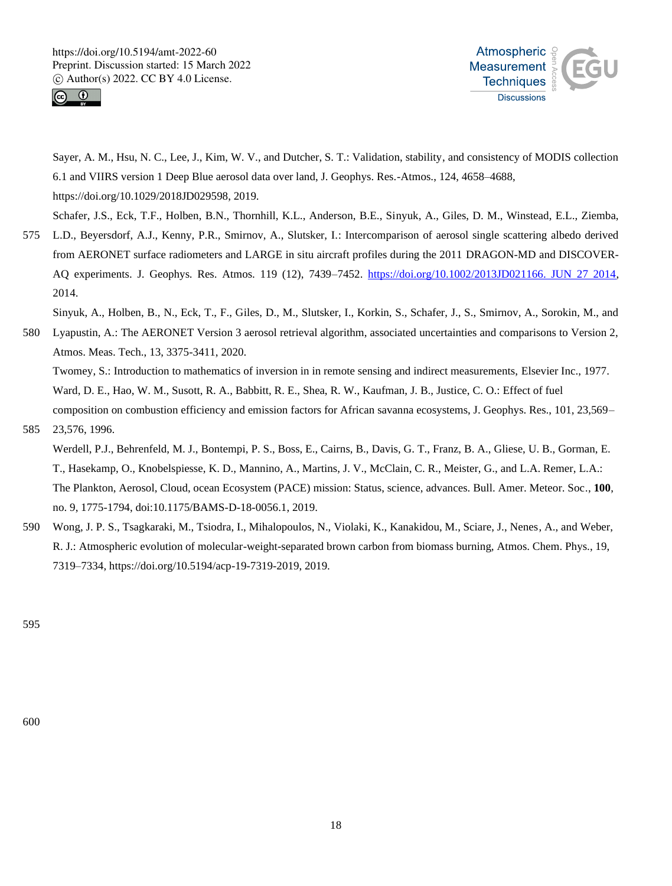Sayer, A. M., Hsu, N. C., Lee, J., Kim, W. V., and Dutcher, S. T.: Validation, stability, and consistency of MODIS collection 6.1 and VIIRS version 1 Deep Blue aerosol data over land, J. Geophys. Res.-Atmos., 124, 4658–4688, https://doi.org/10.1029/2018JD029598, 2019.

Schafer, J.S., Eck, T.F., Holben, B.N., Thornhill, K.L., Anderson, B.E., Sinyuk, A., Giles, D. M., Winstead, E.L., Ziemba, L.D., Beyersdorf, A.J., Kenny, P.R., Smirnov, A., Slutsker, I.: Intercomparison of aerosol single scattering albedo derived from AERONET surface radiometers and LARGE in situ aircraft profiles during the 2011 DRAGON-MD and DISCOVER-AQ experiments. J. Geophys. Res. Atmos. 119 (12), 7439–7452. https://doi.org/10.1002/2013JD021166. JUN 27 2014, 2014.

Sinyuk, A., Holben, B., N., Eck, T., F., Giles, D., M., Slutsker, I., Korkin, S., Schafer, J., S., Smirnov, A., Sorokin, M., and Lyapustin, A.: The AERONET Version 3 aerosol retrieval algorithm, associated uncertainties and comparisons to Version 2, Atmos. Meas. Tech., 13, 3375-3411, 2020.

Twomey, S.: Introduction to mathematics of inversion in in remote sensing and indirect measurements, Elsevier Inc., 1977.

Ward, D. E., Hao, W. M., Susott, R. A., Babbitt, R. E., Shea, R. W., Kaufman, J. B., Justice, C. O.: Effect of fuel composition on combustion efficiency and emission factors for African savanna ecosystems, J. Geophys. Res., 101, 23,569–23,576, 1996.

Werdell, P.J., Behrenfeld, M. J., Bontempi, P. S., Boss, E., Cairns, B., Davis, G. T., Franz, B. A., Gliese, U. B., Gorman, E. T., Hasekamp, O., Knobelspiesse, K. D., Mannino, A., Martins, J. V., McClain, C. R., Meister, G., and L.A. Remer, L.A.: The Plankton, Aerosol, Cloud, ocean Ecosystem (PACE) mission: Status, science, advances. Bull. Amer. Meteor. Soc., **100**, no. 9, 1775-1794, doi:10.1175/BAMS-D-18-0056.1, 2019.

Wong, J. P. S., Tsagkaraki, M., Tsiodra, I., Mihalopoulos, N., Violaki, K., Kanakidou, M., Sciare, J., Nenes, A., and Weber, R. J.: Atmospheric evolution of molecular-weight-separated brown carbon from biomass burning, Atmos. Chem. Phys., 19, 7319–7334, https://doi.org/10.5194/acp-19-7319-2019, 2019.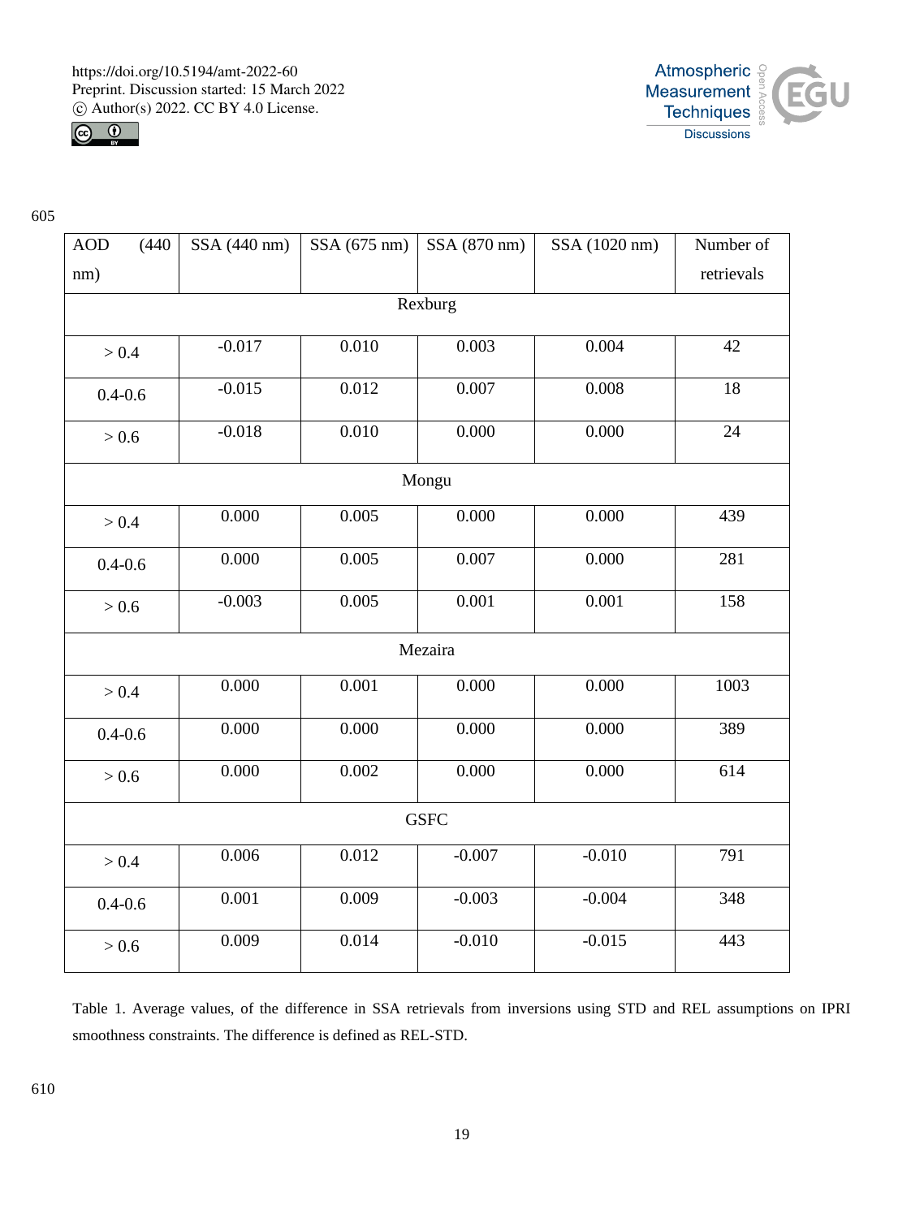| AOD (440 nm) | SSA (440 nm) | SSA (675 nm) | SSA (870 nm) | SSA (1020 nm) | Number of retrievals |
|---|---|---|---|---|---|
| Rexburg | | | | | |
| > 0.4 | -0.017 | 0.010 | 0.003 | 0.004 | 42 |
| 0.4-0.6 | -0.015 | 0.012 | 0.007 | 0.008 | 18 |
| > 0.6 | -0.018 | 0.010 | 0.000 | 0.000 | 24 |
| Mongu | | | | | |
| > 0.4 | 0.000 | 0.005 | 0.000 | 0.000 | 439 |
| 0.4-0.6 | 0.000 | 0.005 | 0.007 | 0.000 | 281 |
| > 0.6 | -0.003 | 0.005 | 0.001 | 0.001 | 158 |
| Mezaira | | | | | |
| > 0.4 | 0.000 | 0.001 | 0.000 | 0.000 | 1003 |
| 0.4-0.6 | 0.000 | 0.000 | 0.000 | 0.000 | 389 |
| > 0.6 | 0.000 | 0.002 | 0.000 | 0.000 | 614 |
| GSFC | | | | | |
| > 0.4 | 0.006 | 0.012 | -0.007 | -0.010 | 791 |
| 0.4-0.6 | 0.001 | 0.009 | -0.003 | -0.004 | 348 |
| > 0.6 | 0.009 | 0.014 | -0.010 | -0.015 | 443 |

Table 1. Average values, of the difference in SSA retrievals from inversions using STD and REL assumptions on IPRI smoothness constraints. The difference is defined as REL-STD.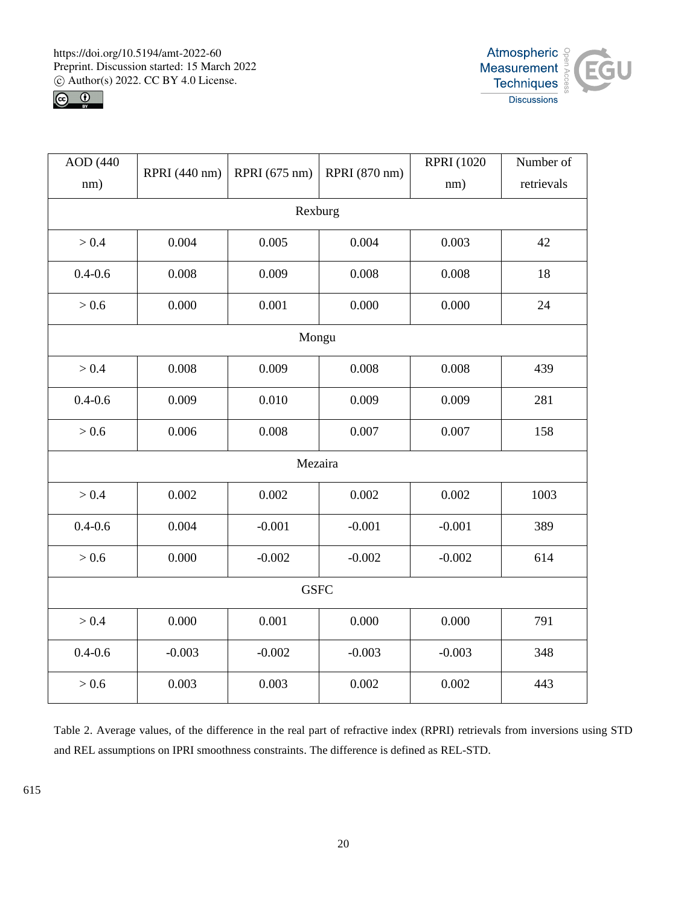| AOD (440 nm) | RPRI (440 nm) | RPRI (675 nm) | RPRI (870 nm) | RPRI (1020 nm) | Number of retrievals |
|---|---|---|---|---|---|
| Rexburg | | | | | |
| > 0.4 | 0.004 | 0.005 | 0.004 | 0.003 | 42 |
| 0.4-0.6 | 0.008 | 0.009 | 0.008 | 0.008 | 18 |
| > 0.6 | 0.000 | 0.001 | 0.000 | 0.000 | 24 |
| Mongu | | | | | |
| > 0.4 | 0.008 | 0.009 | 0.008 | 0.008 | 439 |
| 0.4-0.6 | 0.009 | 0.010 | 0.009 | 0.009 | 281 |
| > 0.6 | 0.006 | 0.008 | 0.007 | 0.007 | 158 |
| Mezaira | | | | | |
| > 0.4 | 0.002 | 0.002 | 0.002 | 0.002 | 1003 |
| 0.4-0.6 | 0.004 | -0.001 | -0.001 | -0.001 | 389 |
| > 0.6 | 0.000 | -0.002 | -0.002 | -0.002 | 614 |
| GSFC | | | | | |
| > 0.4 | 0.000 | 0.001 | 0.000 | 0.000 | 791 |
| 0.4-0.6 | -0.003 | -0.002 | -0.003 | -0.003 | 348 |
| > 0.6 | 0.003 | 0.003 | 0.002 | 0.002 | 443 |

Table 2. Average values, of the difference in the real part of refractive index (RPRI) retrievals from inversions using STD and REL assumptions on IPRI smoothness constraints. The difference is defined as REL-STD.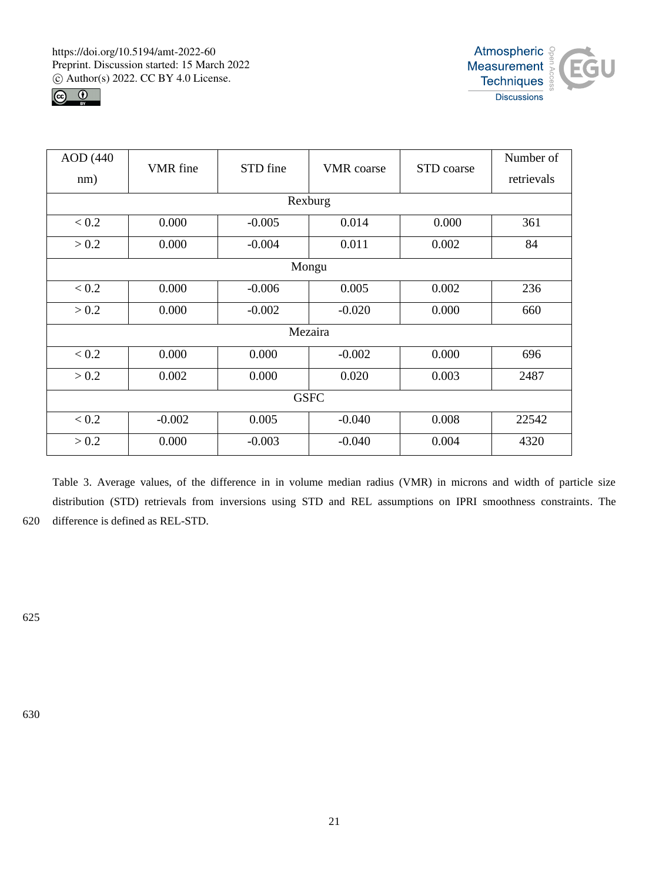| AOD (440 nm) | VMR fine | STD fine | VMR coarse | STD coarse | Number of retrievals |
|---|---|---|---|---|---|
| Rexburg | | | | | |
| < 0.2 | 0.000 | -0.005 | 0.014 | 0.000 | 361 |
| > 0.2 | 0.000 | -0.004 | 0.011 | 0.002 | 84 |
| Mongu | | | | | |
| < 0.2 | 0.000 | -0.006 | 0.005 | 0.002 | 236 |
| > 0.2 | 0.000 | -0.002 | -0.020 | 0.000 | 660 |
| Mezaira | | | | | |
| < 0.2 | 0.000 | 0.000 | -0.002 | 0.000 | 696 |
| > 0.2 | 0.002 | 0.000 | 0.020 | 0.003 | 2487 |
| GSFC | | | | | |
| < 0.2 | -0.002 | 0.005 | -0.040 | 0.008 | 22542 |
| > 0.2 | 0.000 | -0.003 | -0.040 | 0.004 | 4320 |

Table 3. Average values, of the difference in in volume median radius (VMR) in microns and width of particle size distribution (STD) retrievals from inversions using STD and REL assumptions on IPRI smoothness constraints. The difference is defined as REL-STD.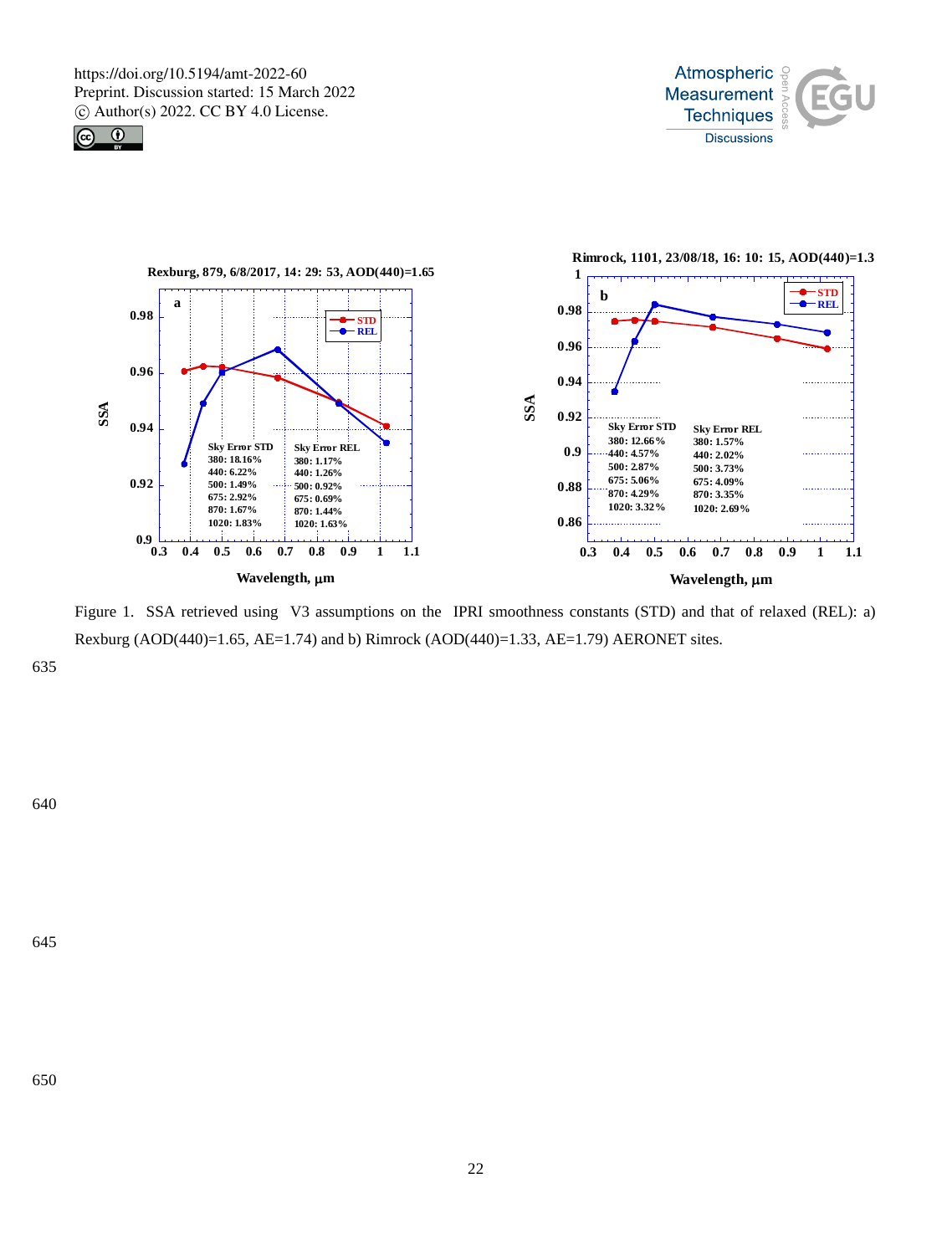Rexburg, 879, 6/8/2017, 14: 29: 53, AOD(440)=1.65

| Sky Error STD | Sky Error REL |
| --- | --- |
| 380: 18.16% | 380: 1.17% |
| 440: 6.22% | 440: 1.26% |
| 500: 1.49% | 500: 0.92% |
| 675: 2.92% | 675: 0.69% |
| 870: 1.67% | 870: 1.44% |
| 1020: 1.83% | 1020: 1.63% |

Rimrock, 1101, 23/08/18, 16: 10: 15, AOD(440)=1.3

| Sky Error STD | Sky Error REL |
| --- | --- |
| 380: 12.66% | 380: 1.57% |
| 440: 4.57% | 440: 2.02% |
| 500: 2.87% | 500: 3.73% |
| 675: 5.06% | 675: 4.09% |
| 870: 4.29% | 870: 3.35% |
| 1020: 3.32% | 1020: 2.69% |

Figure 1. SSA retrieved using V3 assumptions on the IPRI smoothness constants (STD) and that of relaxed (REL): a) Rexburg (AOD(440)=1.65, AE=1.74) and b) Rimrock (AOD(440)=1.33, AE=1.79) AERONET sites.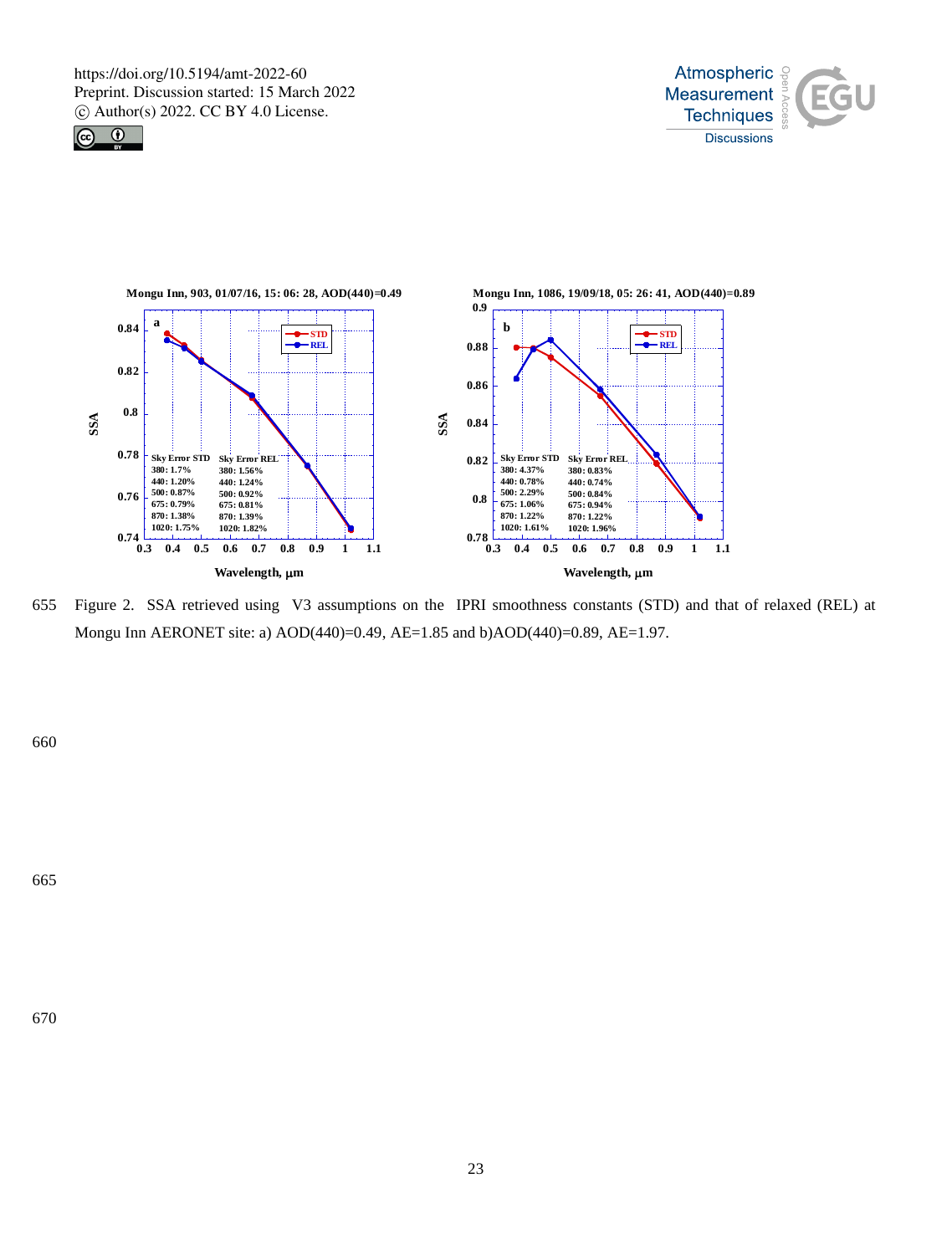Figure 2. SSA retrieved using V3 assumptions on the IPRI smoothness constants (STD) and that of relaxed (REL) at Mongu Inn AERONET site: a) AOD(440)=0.49, AE=1.85 and b)AOD(440)=0.89, AE=1.97.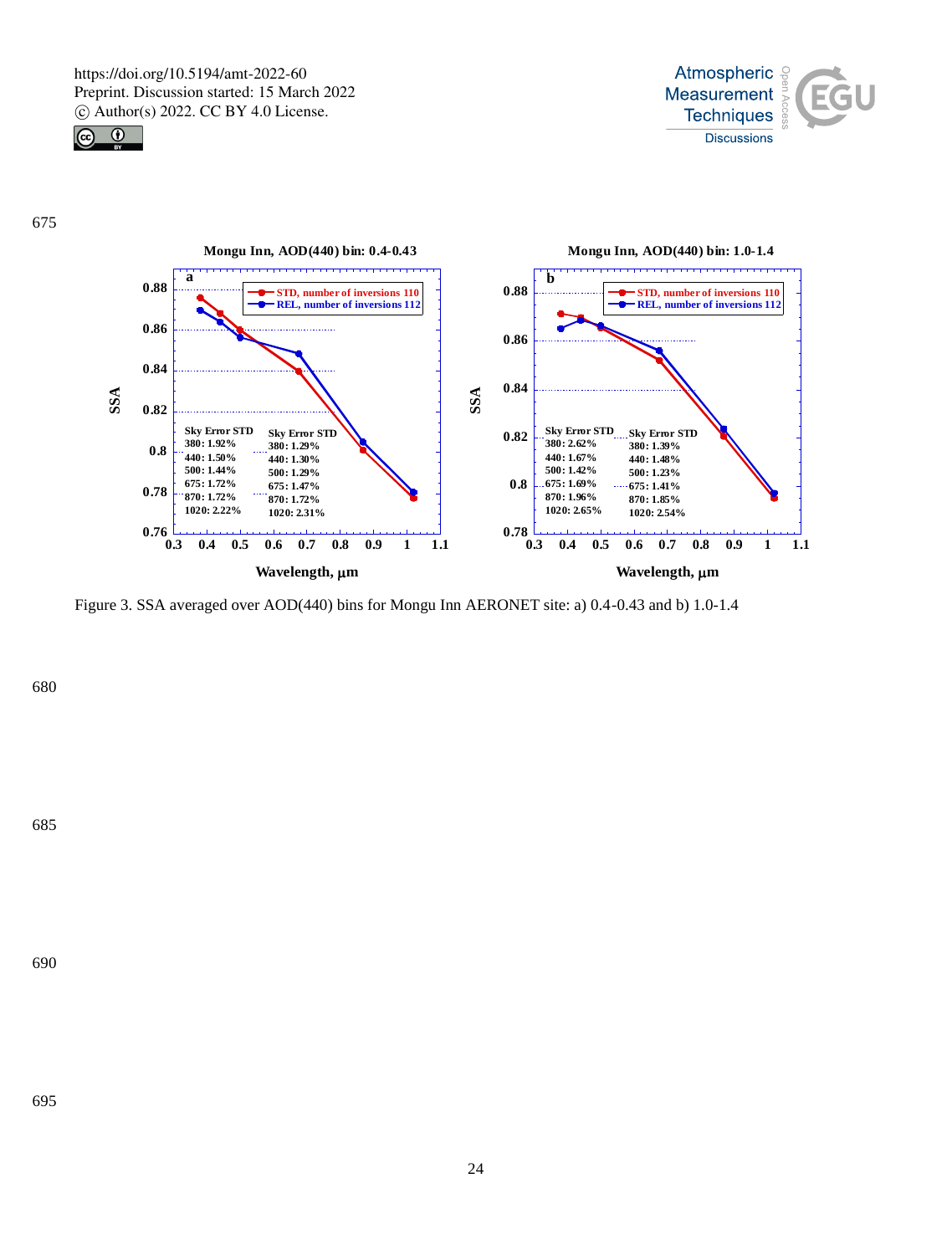Figure 3. SSA averaged over AOD(440) bins for Mongu Inn AERONET site: a) 0.4-0.43 and b) 1.0-1.4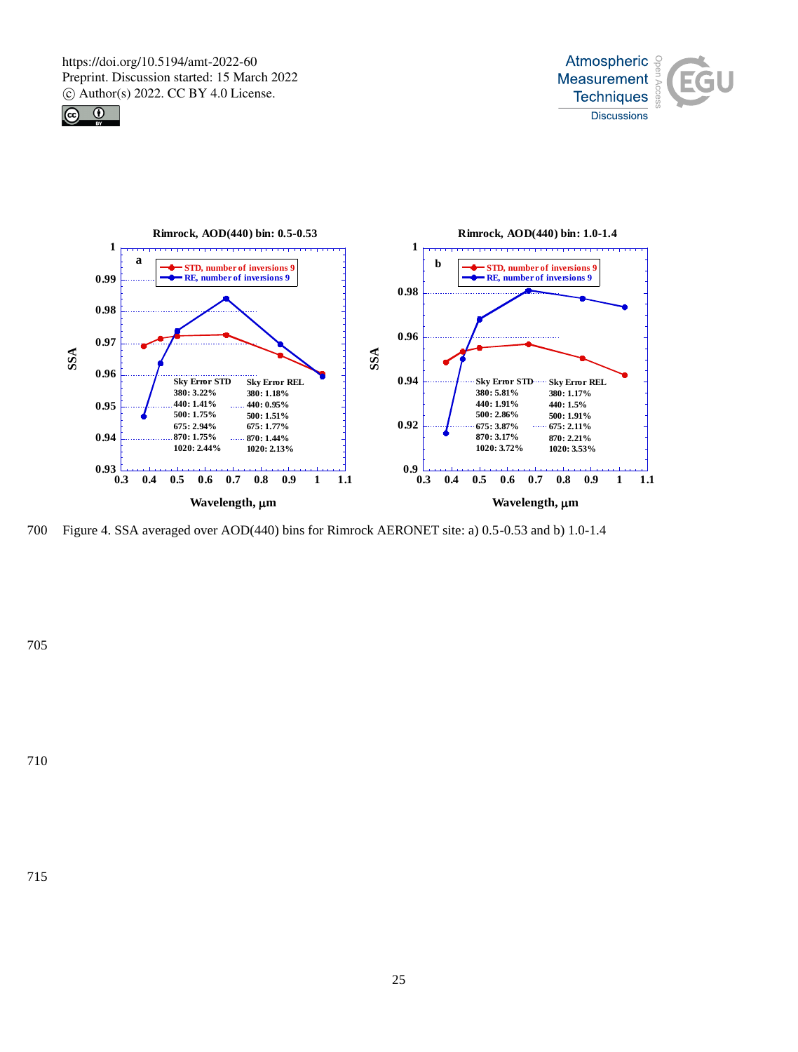Figure 4. SSA averaged over AOD(440) bins for Rimrock AERONET site: a) 0.5-0.53 and b) 1.0-1.4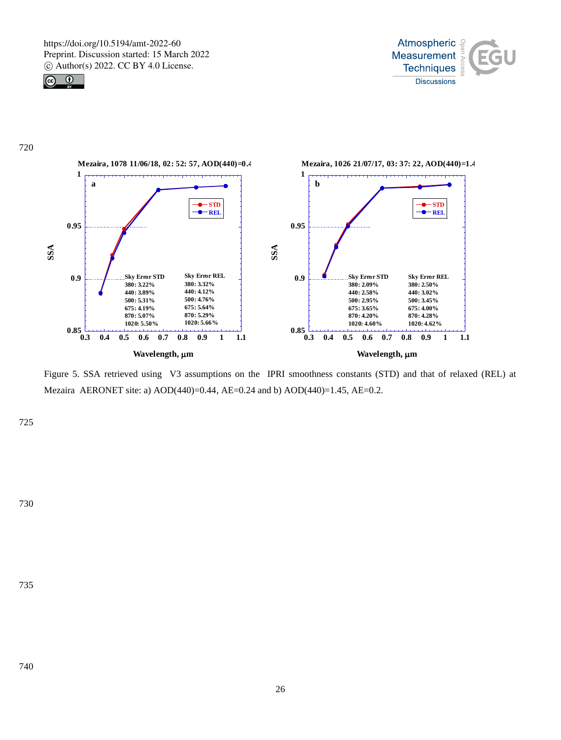Figure 5. SSA retrieved using V3 assumptions on the IPRI smoothness constants (STD) and that of relaxed (REL) at Mezaira AERONET site: a) AOD(440)=0.44, AE=0.24 and b) AOD(440)=1.45, AE=0.2.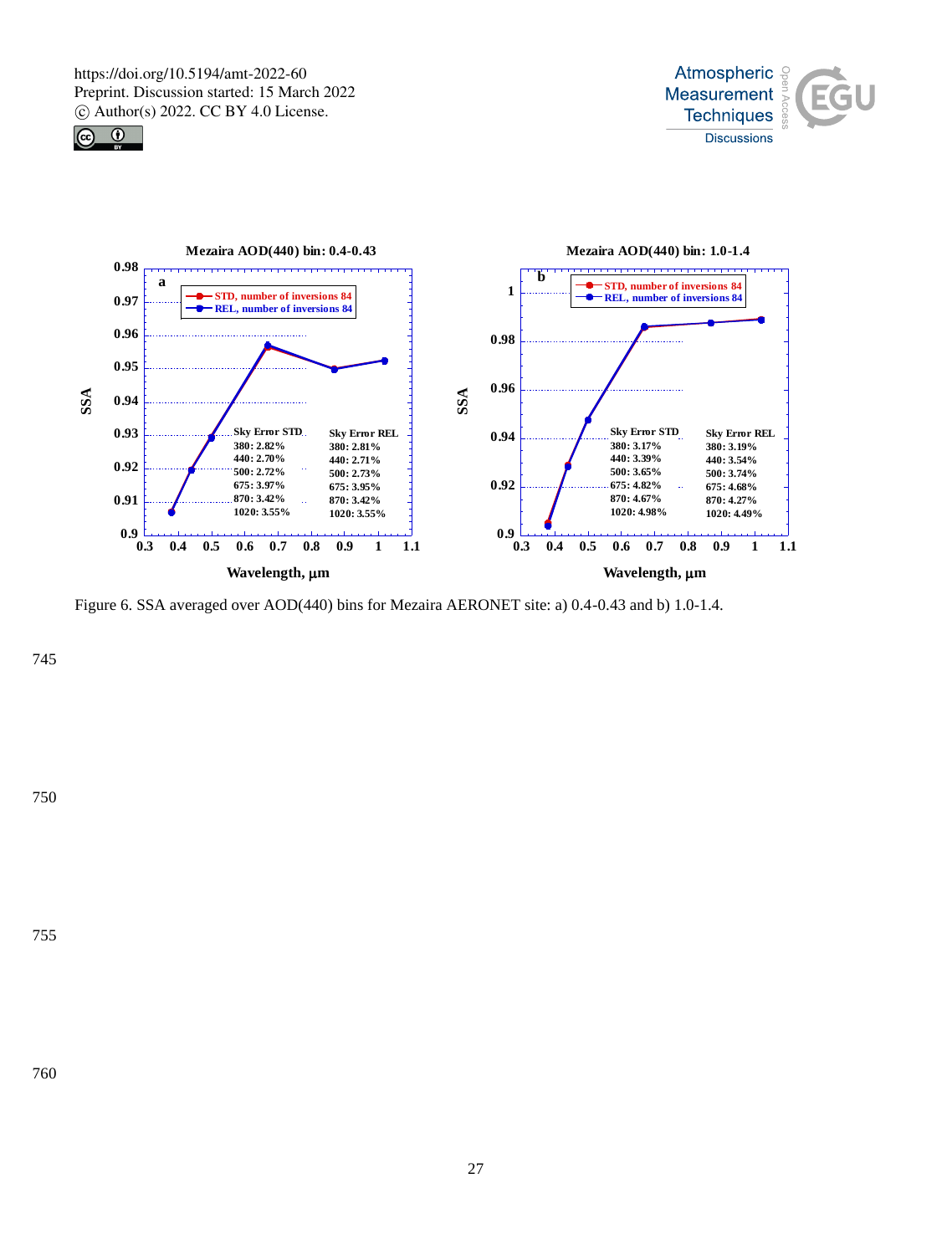Figure 6. SSA averaged over AOD(440) bins for Mezaira AERONET site: a) 0.4-0.43 and b) 1.0-1.4.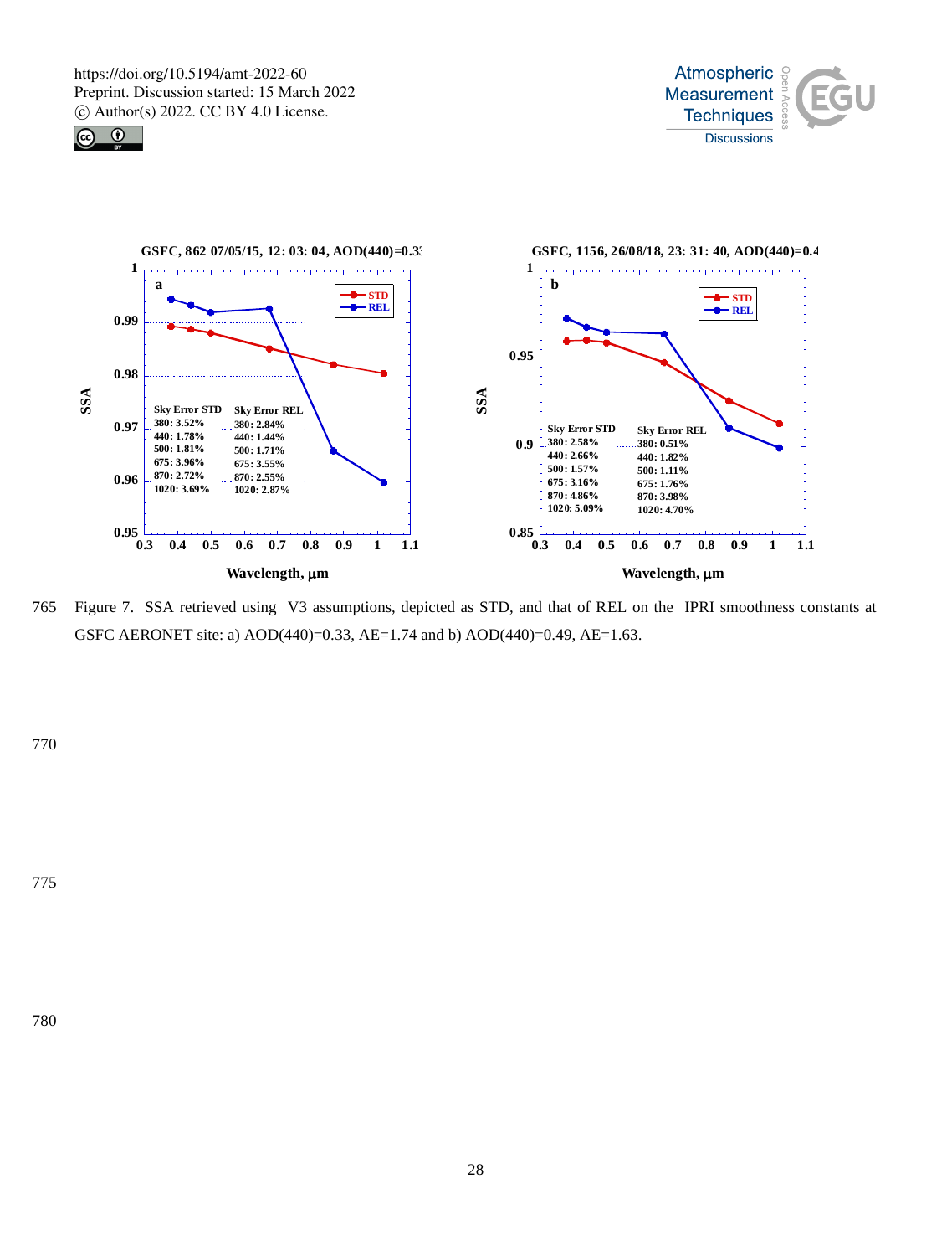Figure 7. SSA retrieved using V3 assumptions, depicted as STD, and that of REL on the IPRI smoothness constants at GSFC AERONET site: a) AOD(440)=0.33, AE=1.74 and b) AOD(440)=0.49, AE=1.63.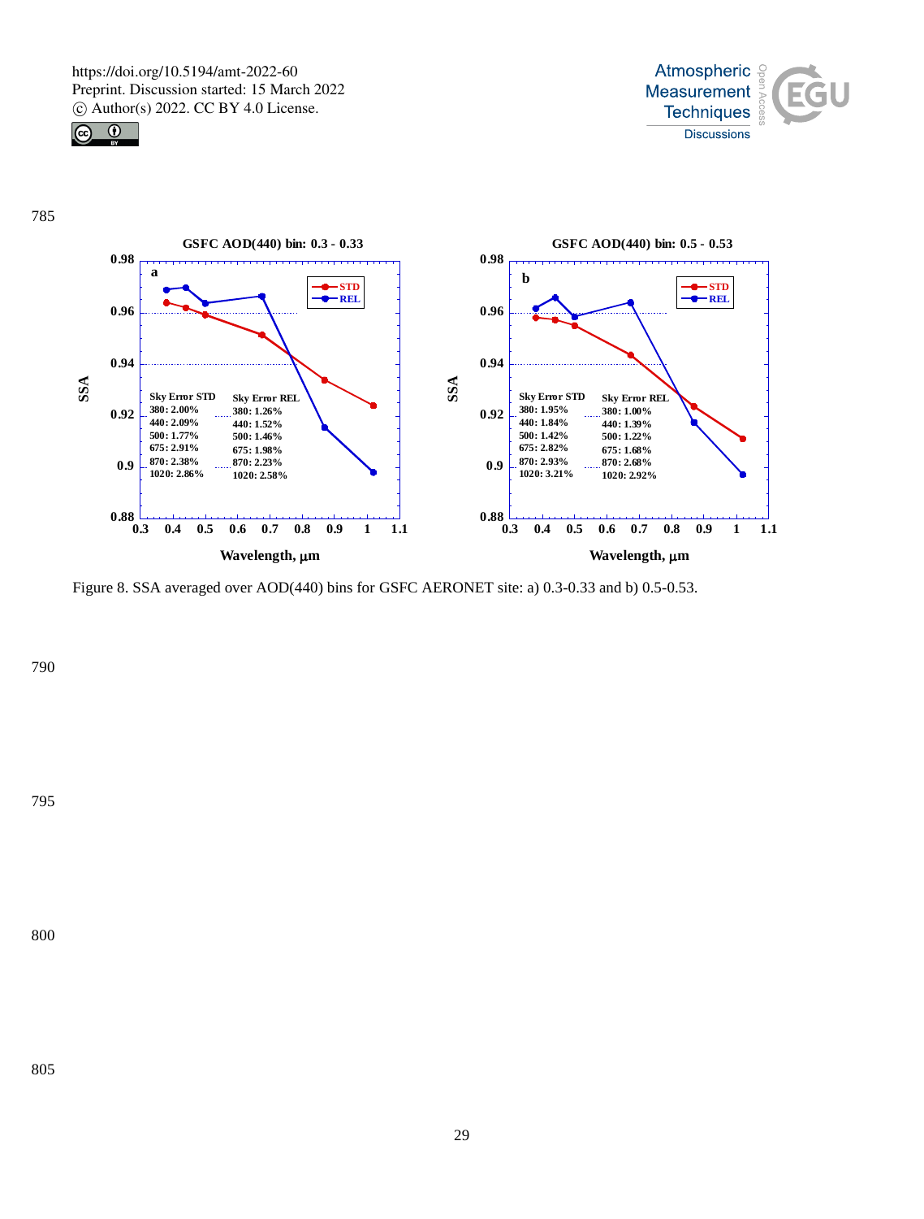Figure 8. SSA averaged over AOD(440) bins for GSFC AERONET site: a) 0.3-0.33 and b) 0.5-0.53.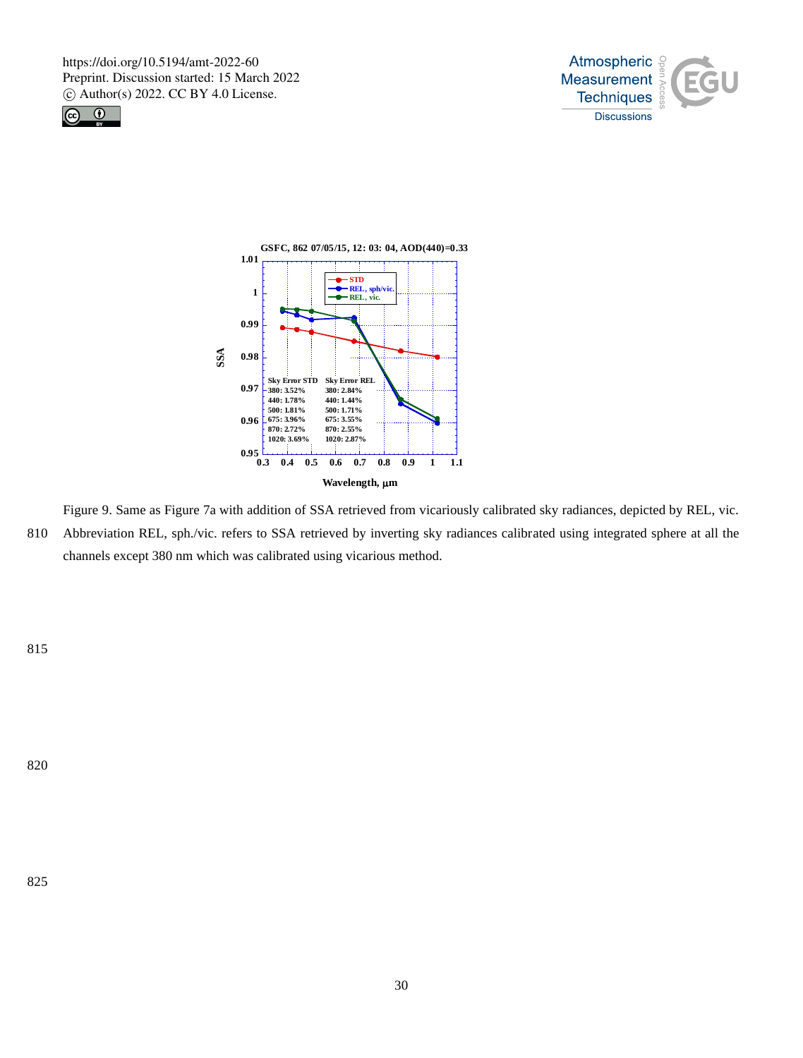Figure 9. Same as Figure 7a with addition of SSA retrieved from vicariously calibrated sky radiances, depicted by REL, vic. Abbreviation REL, sph./vic. refers to SSA retrieved by inverting sky radiances calibrated using integrated sphere at all the channels except 380 nm which was calibrated using vicarious method.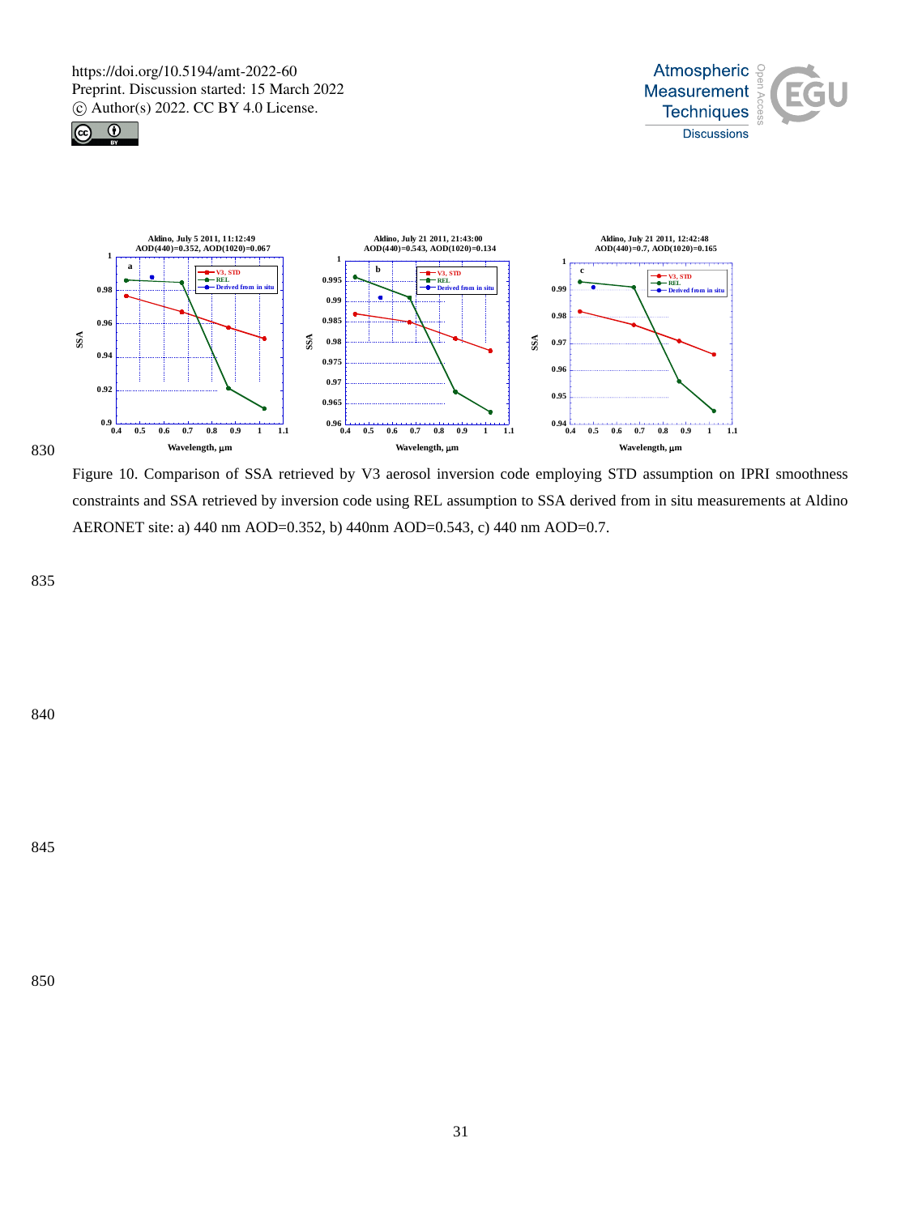Figure 10. Comparison of SSA retrieved by V3 aerosol inversion code employing STD assumption on IPRI smoothness constraints and SSA retrieved by inversion code using REL assumption to SSA derived from in situ measurements at Aldino AERONET site: a) 440 nm AOD=0.352, b) 440nm AOD=0.543, c) 440 nm AOD=0.7.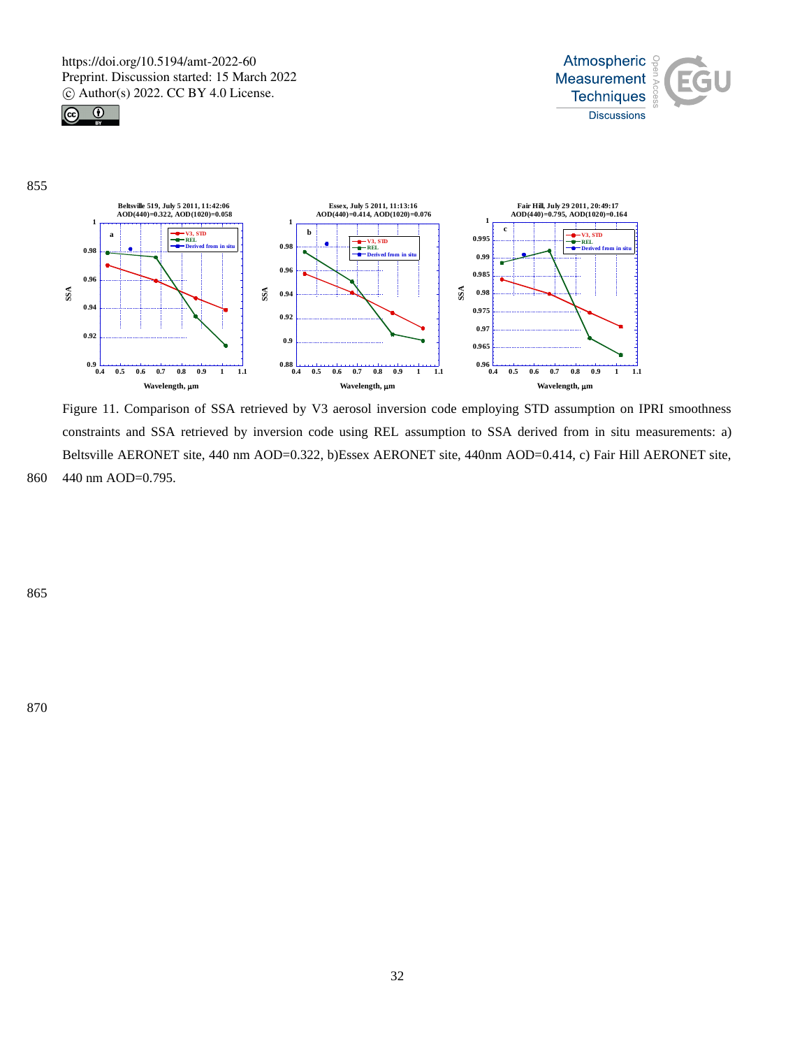Beltsville 519, July 5 2011, 11:42:06
AOD(440)=0.322, AOD(1020)=0.058

a

V3, STD
REL
Derived from in situ

SSA

Wavelength, μm

Essex, July 5 2011, 11:13:16
AOD(440)=0.414, AOD(1020)=0.076

b

V3, STD
REL
Derived from in situ

SSA

Wavelength, μm

Fair Hill, July 29 2011, 20:49:17
AOD(440)=0.795, AOD(1020)=0.164

c

V3, STD
REL
Derived from in situ

SSA

Wavelength, μm

Figure 11. Comparison of SSA retrieved by V3 aerosol inversion code employing STD assumption on IPRI smoothness constraints and SSA retrieved by inversion code using REL assumption to SSA derived from in situ measurements: a) Beltsville AERONET site, 440 nm AOD=0.322, b)Essex AERONET site, 440nm AOD=0.414, c) Fair Hill AERONET site, 440 nm AOD=0.795.